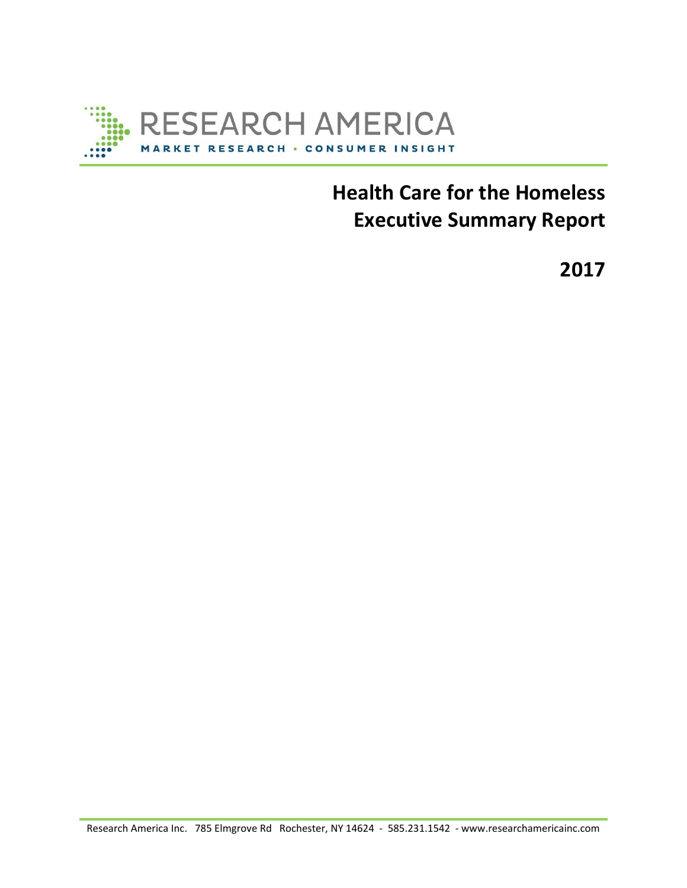RESEARCH AMERICA

MARKET RESEARCH • CONSUMER INSIGHT

# Health Care for the Homeless Executive Summary Report

## 2017

Research America Inc. 785 Elmgrove Rd Rochester, NY 14624 - 585.231.1542 - www.researchamericainc.com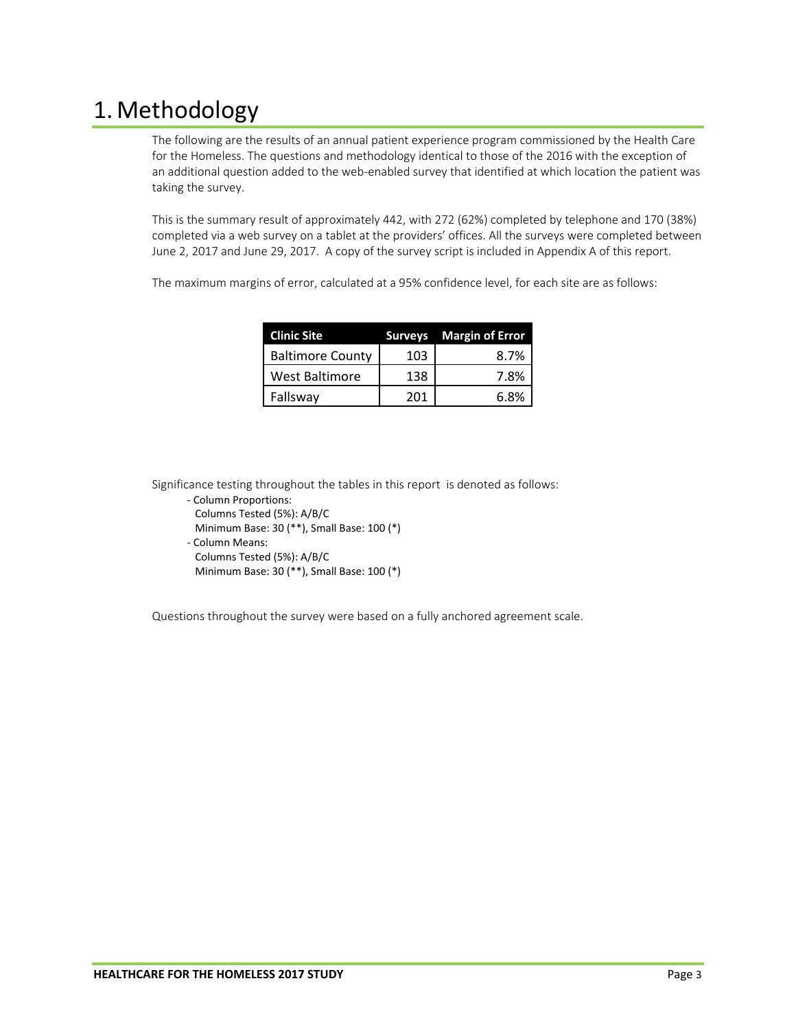# 1. Methodology

The following are the results of an annual patient experience program commissioned by the Health Care for the Homeless. The questions and methodology identical to those of the 2016 with the exception of an additional question added to the web-enabled survey that identified at which location the patient was taking the survey.

This is the summary result of approximately 442, with 272 (62%) completed by telephone and 170 (38%) completed via a web survey on a tablet at the providers' offices. All the surveys were completed between June 2, 2017 and June 29, 2017. A copy of the survey script is included in Appendix A of this report.

The maximum margins of error, calculated at a 95% confidence level, for each site are as follows:

| Clinic Site | Surveys | Margin of Error |
|---|---|---|
| Baltimore County | 103 | 8.7% |
| West Baltimore | 138 | 7.8% |
| Fallsway | 201 | 6.8% |

Significance testing throughout the tables in this report is denoted as follows:

- Column Proportions:
  Columns Tested (5%): A/B/C
  Minimum Base: 30 (**), Small Base: 100 (*)
- Column Means:
  Columns Tested (5%): A/B/C
  Minimum Base: 30 (**), Small Base: 100 (*)

Questions throughout the survey were based on a fully anchored agreement scale.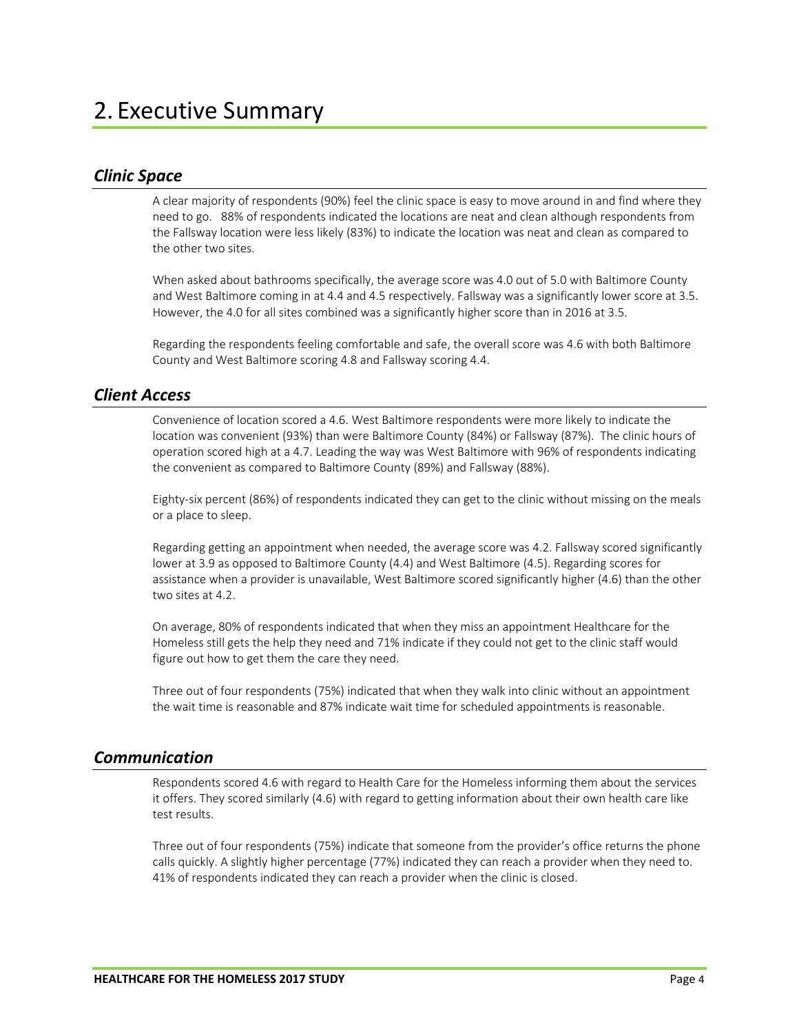# 2. Executive Summary

## *Clinic Space*

A clear majority of respondents (90%) feel the clinic space is easy to move around in and find where they need to go. 88% of respondents indicated the locations are neat and clean although respondents from the Fallsway location were less likely (83%) to indicate the location was neat and clean as compared to the other two sites.

When asked about bathrooms specifically, the average score was 4.0 out of 5.0 with Baltimore County and West Baltimore coming in at 4.4 and 4.5 respectively. Fallsway was a significantly lower score at 3.5. However, the 4.0 for all sites combined was a significantly higher score than in 2016 at 3.5.

Regarding the respondents feeling comfortable and safe, the overall score was 4.6 with both Baltimore County and West Baltimore scoring 4.8 and Fallsway scoring 4.4.

## *Client Access*

Convenience of location scored a 4.6. West Baltimore respondents were more likely to indicate the location was convenient (93%) than were Baltimore County (84%) or Fallsway (87%). The clinic hours of operation scored high at a 4.7. Leading the way was West Baltimore with 96% of respondents indicating the convenient as compared to Baltimore County (89%) and Fallsway (88%).

Eighty-six percent (86%) of respondents indicated they can get to the clinic without missing on the meals or a place to sleep.

Regarding getting an appointment when needed, the average score was 4.2. Fallsway scored significantly lower at 3.9 as opposed to Baltimore County (4.4) and West Baltimore (4.5). Regarding scores for assistance when a provider is unavailable, West Baltimore scored significantly higher (4.6) than the other two sites at 4.2.

On average, 80% of respondents indicated that when they miss an appointment Healthcare for the Homeless still gets the help they need and 71% indicate if they could not get to the clinic staff would figure out how to get them the care they need.

Three out of four respondents (75%) indicated that when they walk into clinic without an appointment the wait time is reasonable and 87% indicate wait time for scheduled appointments is reasonable.

## *Communication*

Respondents scored 4.6 with regard to Health Care for the Homeless informing them about the services it offers. They scored similarly (4.6) with regard to getting information about their own health care like test results.

Three out of four respondents (75%) indicate that someone from the provider's office returns the phone calls quickly. A slightly higher percentage (77%) indicated they can reach a provider when they need to. 41% of respondents indicated they can reach a provider when the clinic is closed.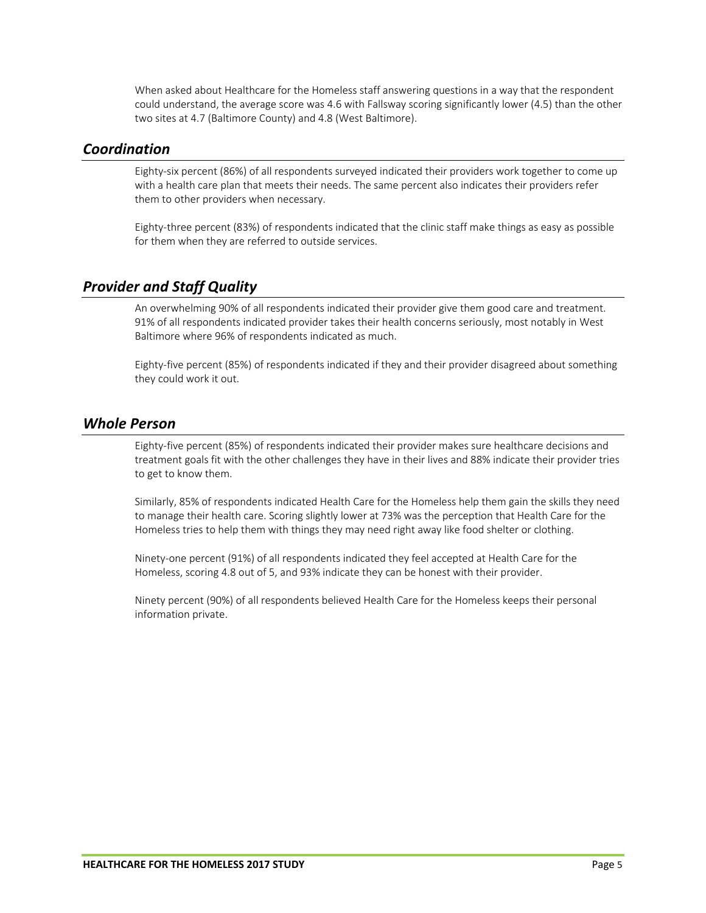When asked about Healthcare for the Homeless staff answering questions in a way that the respondent could understand, the average score was 4.6 with Fallsway scoring significantly lower (4.5) than the other two sites at 4.7 (Baltimore County) and 4.8 (West Baltimore).

## *Coordination*

Eighty-six percent (86%) of all respondents surveyed indicated their providers work together to come up with a health care plan that meets their needs. The same percent also indicates their providers refer them to other providers when necessary.

Eighty-three percent (83%) of respondents indicated that the clinic staff make things as easy as possible for them when they are referred to outside services.

## *Provider and Staff Quality*

An overwhelming 90% of all respondents indicated their provider give them good care and treatment. 91% of all respondents indicated provider takes their health concerns seriously, most notably in West Baltimore where 96% of respondents indicated as much.

Eighty-five percent (85%) of respondents indicated if they and their provider disagreed about something they could work it out.

## *Whole Person*

Eighty-five percent (85%) of respondents indicated their provider makes sure healthcare decisions and treatment goals fit with the other challenges they have in their lives and 88% indicate their provider tries to get to know them.

Similarly, 85% of respondents indicated Health Care for the Homeless help them gain the skills they need to manage their health care. Scoring slightly lower at 73% was the perception that Health Care for the Homeless tries to help them with things they may need right away like food shelter or clothing.

Ninety-one percent (91%) of all respondents indicated they feel accepted at Health Care for the Homeless, scoring 4.8 out of 5, and 93% indicate they can be honest with their provider.

Ninety percent (90%) of all respondents believed Health Care for the Homeless keeps their personal information private.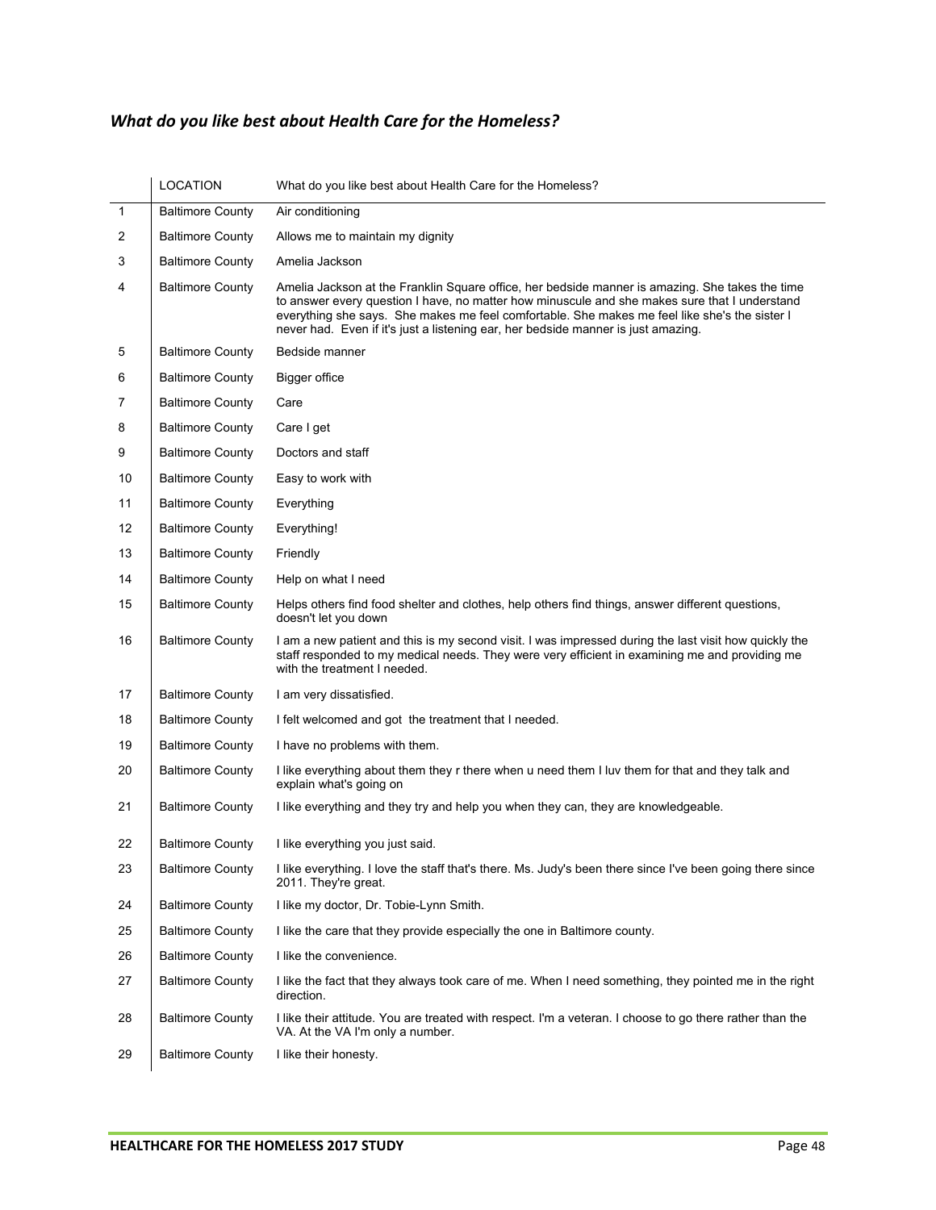### *What do you like best about Health Care for the Homeless?*

| | LOCATION | What do you like best about Health Care for the Homeless? |
|---|---|---|
| 1 | Baltimore County | Air conditioning |
| 2 | Baltimore County | Allows me to maintain my dignity |
| 3 | Baltimore County | Amelia Jackson |
| 4 | Baltimore County | Amelia Jackson at the Franklin Square office, her bedside manner is amazing. She takes the time to answer every question I have, no matter how minuscule and she makes sure that I understand everything she says. She makes me feel comfortable. She makes me feel like she's the sister I never had. Even if it's just a listening ear, her bedside manner is just amazing. |
| 5 | Baltimore County | Bedside manner |
| 6 | Baltimore County | Bigger office |
| 7 | Baltimore County | Care |
| 8 | Baltimore County | Care I get |
| 9 | Baltimore County | Doctors and staff |
| 10 | Baltimore County | Easy to work with |
| 11 | Baltimore County | Everything |
| 12 | Baltimore County | Everything! |
| 13 | Baltimore County | Friendly |
| 14 | Baltimore County | Help on what I need |
| 15 | Baltimore County | Helps others find food shelter and clothes, help others find things, answer different questions, doesn't let you down |
| 16 | Baltimore County | I am a new patient and this is my second visit. I was impressed during the last visit how quickly the staff responded to my medical needs. They were very efficient in examining me and providing me with the treatment I needed. |
| 17 | Baltimore County | I am very dissatisfied. |
| 18 | Baltimore County | I felt welcomed and got the treatment that I needed. |
| 19 | Baltimore County | I have no problems with them. |
| 20 | Baltimore County | I like everything about them they r there when u need them I luv them for that and they talk and explain what's going on |
| 21 | Baltimore County | I like everything and they try and help you when they can, they are knowledgeable. |
| 22 | Baltimore County | I like everything you just said. |
| 23 | Baltimore County | I like everything. I love the staff that's there. Ms. Judy's been there since I've been going there since 2011. They're great. |
| 24 | Baltimore County | I like my doctor, Dr. Tobie-Lynn Smith. |
| 25 | Baltimore County | I like the care that they provide especially the one in Baltimore county. |
| 26 | Baltimore County | I like the convenience. |
| 27 | Baltimore County | I like the fact that they always took care of me. When I need something, they pointed me in the right direction. |
| 28 | Baltimore County | I like their attitude. You are treated with respect. I'm a veteran. I choose to go there rather than the VA. At the VA I'm only a number. |
| 29 | Baltimore County | I like their honesty. |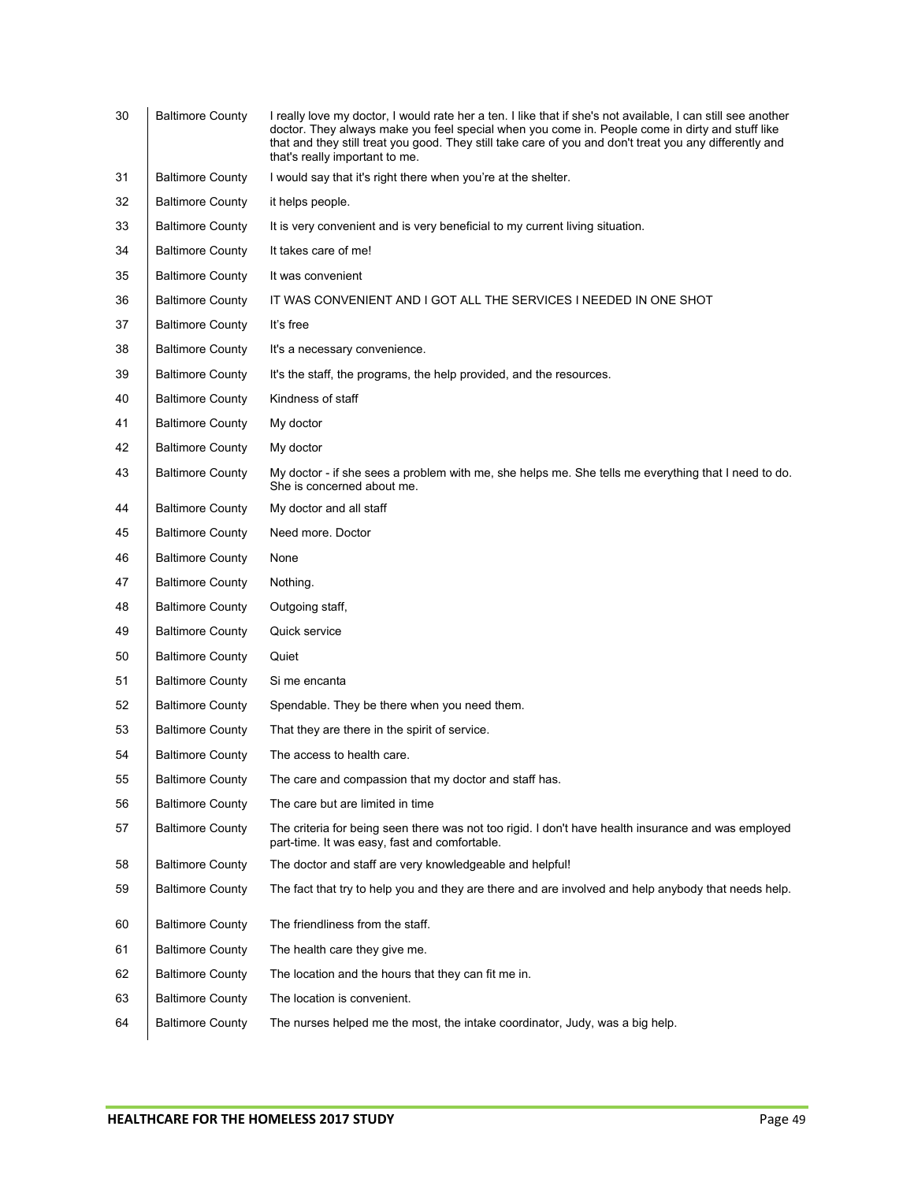| | | |
|---|---|---|
| 30 | Baltimore County | I really love my doctor, I would rate her a ten. I like that if she's not available, I can still see another doctor. They always make you feel special when you come in. People come in dirty and stuff like that and they still treat you good. They still take care of you and don't treat you any differently and that's really important to me. |
| 31 | Baltimore County | I would say that it's right there when you're at the shelter. |
| 32 | Baltimore County | it helps people. |
| 33 | Baltimore County | It is very convenient and is very beneficial to my current living situation. |
| 34 | Baltimore County | It takes care of me! |
| 35 | Baltimore County | It was convenient |
| 36 | Baltimore County | IT WAS CONVENIENT AND I GOT ALL THE SERVICES I NEEDED IN ONE SHOT |
| 37 | Baltimore County | It's free |
| 38 | Baltimore County | It's a necessary convenience. |
| 39 | Baltimore County | It's the staff, the programs, the help provided, and the resources. |
| 40 | Baltimore County | Kindness of staff |
| 41 | Baltimore County | My doctor |
| 42 | Baltimore County | My doctor |
| 43 | Baltimore County | My doctor - if she sees a problem with me, she helps me. She tells me everything that I need to do. She is concerned about me. |
| 44 | Baltimore County | My doctor and all staff |
| 45 | Baltimore County | Need more. Doctor |
| 46 | Baltimore County | None |
| 47 | Baltimore County | Nothing. |
| 48 | Baltimore County | Outgoing staff, |
| 49 | Baltimore County | Quick service |
| 50 | Baltimore County | Quiet |
| 51 | Baltimore County | Si me encanta |
| 52 | Baltimore County | Spendable. They be there when you need them. |
| 53 | Baltimore County | That they are there in the spirit of service. |
| 54 | Baltimore County | The access to health care. |
| 55 | Baltimore County | The care and compassion that my doctor and staff has. |
| 56 | Baltimore County | The care but are limited in time |
| 57 | Baltimore County | The criteria for being seen there was not too rigid. I don't have health insurance and was employed part-time. It was easy, fast and comfortable. |
| 58 | Baltimore County | The doctor and staff are very knowledgeable and helpful! |
| 59 | Baltimore County | The fact that try to help you and they are there and are involved and help anybody that needs help. |
| 60 | Baltimore County | The friendliness from the staff. |
| 61 | Baltimore County | The health care they give me. |
| 62 | Baltimore County | The location and the hours that they can fit me in. |
| 63 | Baltimore County | The location is convenient. |
| 64 | Baltimore County | The nurses helped me the most, the intake coordinator, Judy, was a big help. |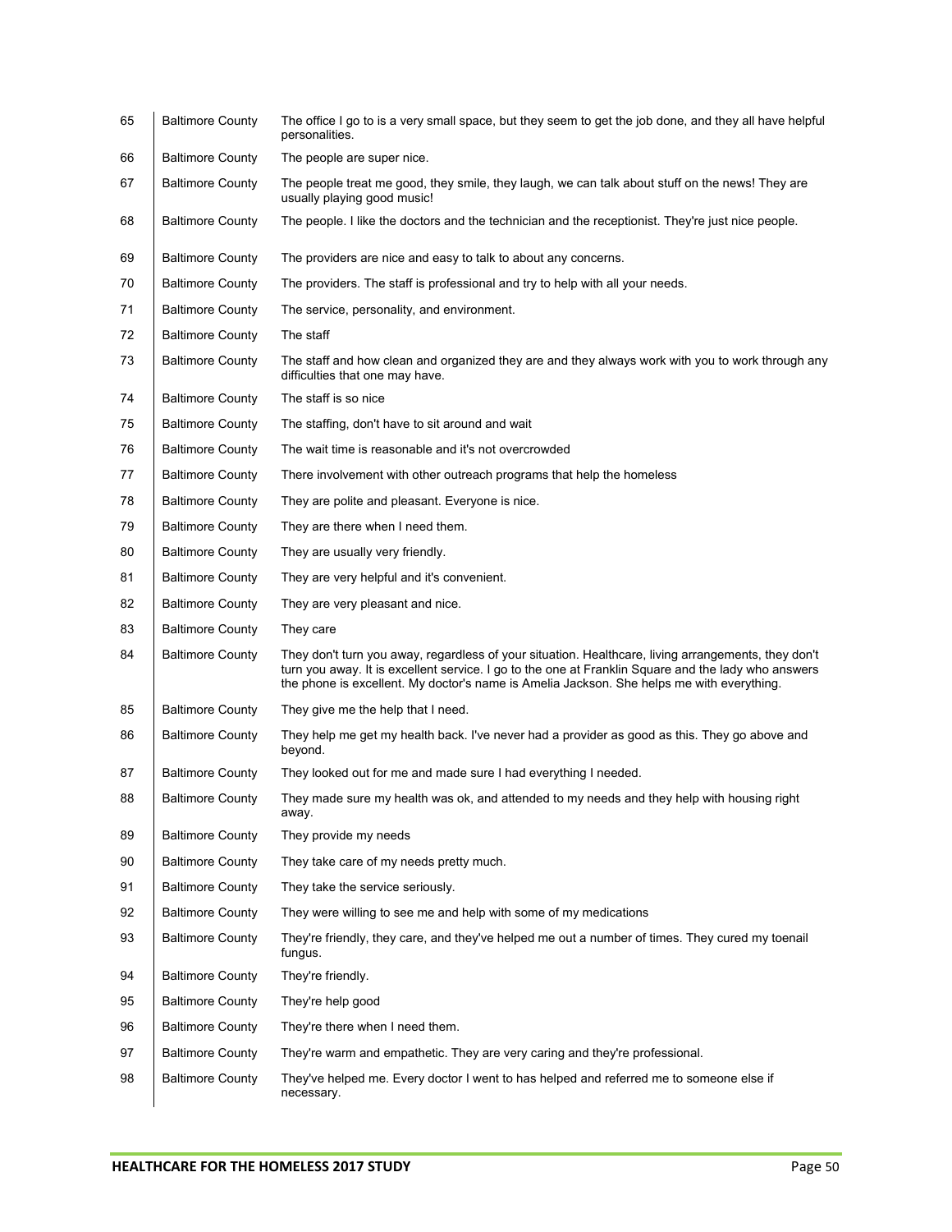| | | |
|---|---|---|
| 65 | Baltimore County | The office I go to is a very small space, but they seem to get the job done, and they all have helpful personalities. |
| 66 | Baltimore County | The people are super nice. |
| 67 | Baltimore County | The people treat me good, they smile, they laugh, we can talk about stuff on the news! They are usually playing good music! |
| 68 | Baltimore County | The people. I like the doctors and the technician and the receptionist. They're just nice people. |
| 69 | Baltimore County | The providers are nice and easy to talk to about any concerns. |
| 70 | Baltimore County | The providers. The staff is professional and try to help with all your needs. |
| 71 | Baltimore County | The service, personality, and environment. |
| 72 | Baltimore County | The staff |
| 73 | Baltimore County | The staff and how clean and organized they are and they always work with you to work through any difficulties that one may have. |
| 74 | Baltimore County | The staff is so nice |
| 75 | Baltimore County | The staffing, don't have to sit around and wait |
| 76 | Baltimore County | The wait time is reasonable and it's not overcrowded |
| 77 | Baltimore County | There involvement with other outreach programs that help the homeless |
| 78 | Baltimore County | They are polite and pleasant. Everyone is nice. |
| 79 | Baltimore County | They are there when I need them. |
| 80 | Baltimore County | They are usually very friendly. |
| 81 | Baltimore County | They are very helpful and it's convenient. |
| 82 | Baltimore County | They are very pleasant and nice. |
| 83 | Baltimore County | They care |
| 84 | Baltimore County | They don't turn you away, regardless of your situation. Healthcare, living arrangements, they don't turn you away. It is excellent service. I go to the one at Franklin Square and the lady who answers the phone is excellent. My doctor's name is Amelia Jackson. She helps me with everything. |
| 85 | Baltimore County | They give me the help that I need. |
| 86 | Baltimore County | They help me get my health back. I've never had a provider as good as this. They go above and beyond. |
| 87 | Baltimore County | They looked out for me and made sure I had everything I needed. |
| 88 | Baltimore County | They made sure my health was ok, and attended to my needs and they help with housing right away. |
| 89 | Baltimore County | They provide my needs |
| 90 | Baltimore County | They take care of my needs pretty much. |
| 91 | Baltimore County | They take the service seriously. |
| 92 | Baltimore County | They were willing to see me and help with some of my medications |
| 93 | Baltimore County | They're friendly, they care, and they've helped me out a number of times. They cured my toenail fungus. |
| 94 | Baltimore County | They're friendly. |
| 95 | Baltimore County | They're help good |
| 96 | Baltimore County | They're there when I need them. |
| 97 | Baltimore County | They're warm and empathetic. They are very caring and they're professional. |
| 98 | Baltimore County | They've helped me. Every doctor I went to has helped and referred me to someone else if necessary. |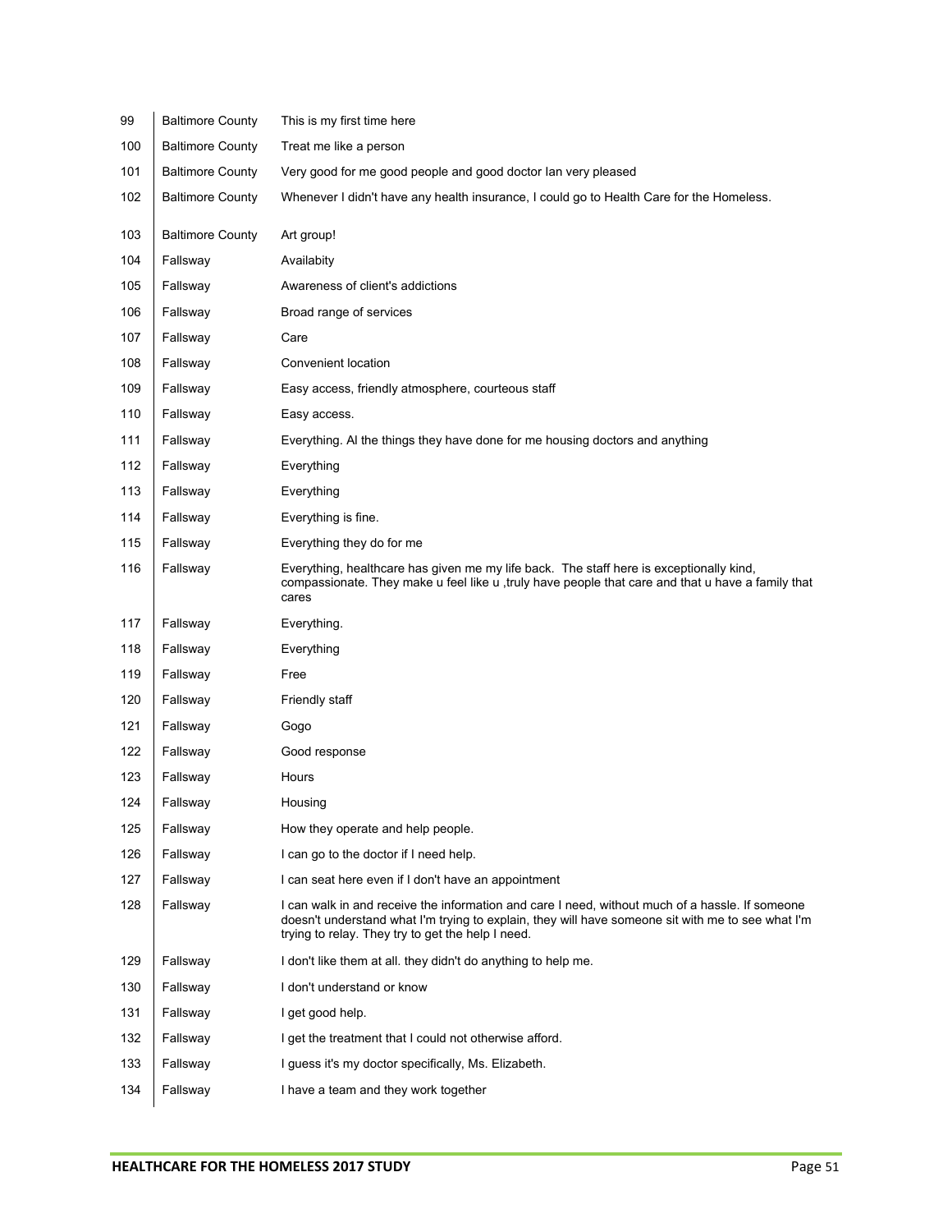| | | |
|---|---|---|
| 99 | Baltimore County | This is my first time here |
| 100 | Baltimore County | Treat me like a person |
| 101 | Baltimore County | Very good for me good people and good doctor Ian very pleased |
| 102 | Baltimore County | Whenever I didn't have any health insurance, I could go to Health Care for the Homeless. |
| 103 | Baltimore County | Art group! |
| 104 | Fallsway | Availabity |
| 105 | Fallsway | Awareness of client's addictions |
| 106 | Fallsway | Broad range of services |
| 107 | Fallsway | Care |
| 108 | Fallsway | Convenient location |
| 109 | Fallsway | Easy access, friendly atmosphere, courteous staff |
| 110 | Fallsway | Easy access. |
| 111 | Fallsway | Everything. Al the things they have done for me housing doctors and anything |
| 112 | Fallsway | Everything |
| 113 | Fallsway | Everything |
| 114 | Fallsway | Everything is fine. |
| 115 | Fallsway | Everything they do for me |
| 116 | Fallsway | Everything, healthcare has given me my life back. The staff here is exceptionally kind, compassionate. They make u feel like u ,truly have people that care and that u have a family that cares |
| 117 | Fallsway | Everything. |
| 118 | Fallsway | Everything |
| 119 | Fallsway | Free |
| 120 | Fallsway | Friendly staff |
| 121 | Fallsway | Gogo |
| 122 | Fallsway | Good response |
| 123 | Fallsway | Hours |
| 124 | Fallsway | Housing |
| 125 | Fallsway | How they operate and help people. |
| 126 | Fallsway | I can go to the doctor if I need help. |
| 127 | Fallsway | I can seat here even if I don't have an appointment |
| 128 | Fallsway | I can walk in and receive the information and care I need, without much of a hassle. If someone doesn't understand what I'm trying to explain, they will have someone sit with me to see what I'm trying to relay. They try to get the help I need. |
| 129 | Fallsway | I don't like them at all. they didn't do anything to help me. |
| 130 | Fallsway | I don't understand or know |
| 131 | Fallsway | I get good help. |
| 132 | Fallsway | I get the treatment that I could not otherwise afford. |
| 133 | Fallsway | I guess it's my doctor specifically, Ms. Elizabeth. |
| 134 | Fallsway | I have a team and they work together |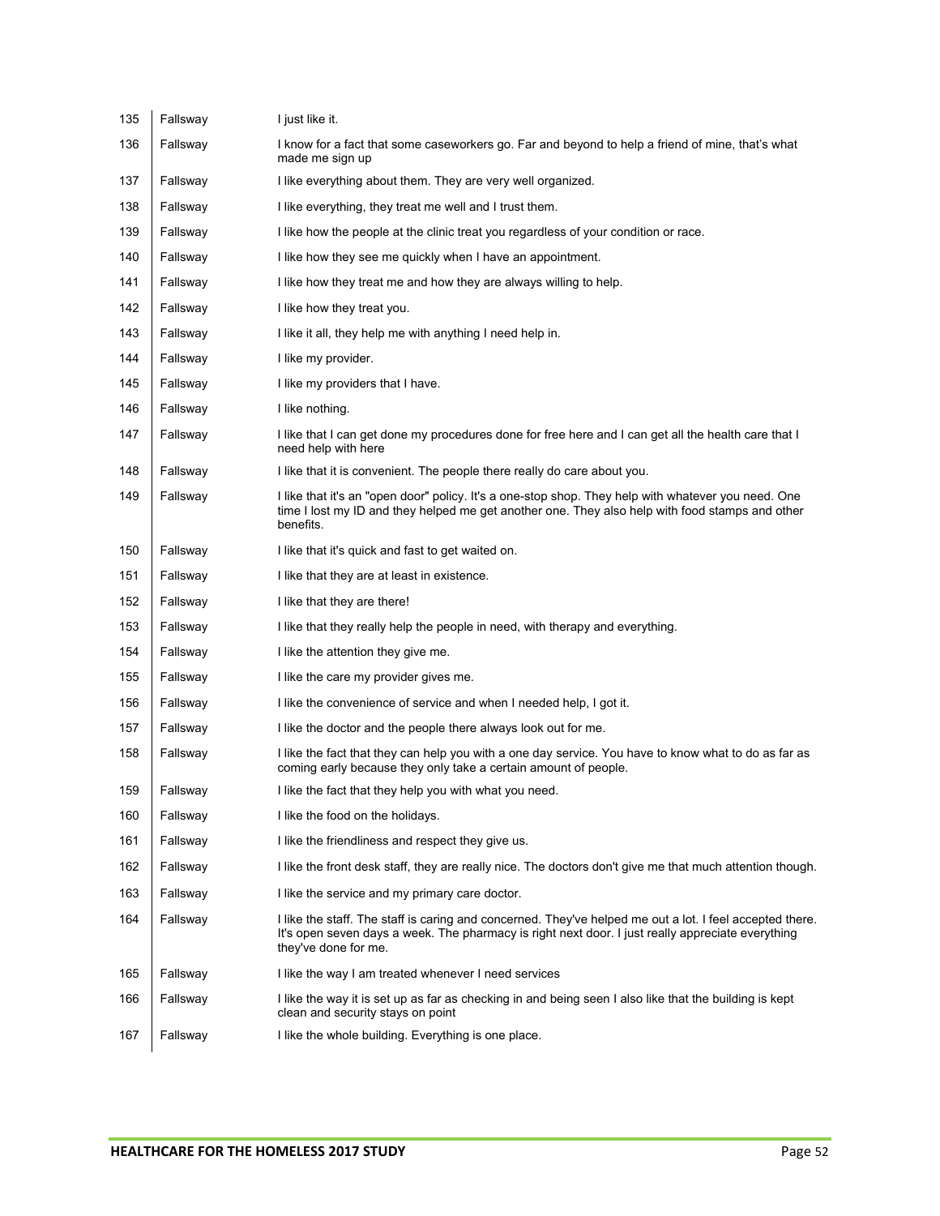| | | |
|---|---|---|
| 135 | Fallsway | I just like it. |
| 136 | Fallsway | I know for a fact that some caseworkers go. Far and beyond to help a friend of mine, that's what made me sign up |
| 137 | Fallsway | I like everything about them. They are very well organized. |
| 138 | Fallsway | I like everything, they treat me well and I trust them. |
| 139 | Fallsway | I like how the people at the clinic treat you regardless of your condition or race. |
| 140 | Fallsway | I like how they see me quickly when I have an appointment. |
| 141 | Fallsway | I like how they treat me and how they are always willing to help. |
| 142 | Fallsway | I like how they treat you. |
| 143 | Fallsway | I like it all, they help me with anything I need help in. |
| 144 | Fallsway | I like my provider. |
| 145 | Fallsway | I like my providers that I have. |
| 146 | Fallsway | I like nothing. |
| 147 | Fallsway | I like that I can get done my procedures done for free here and I can get all the health care that I need help with here |
| 148 | Fallsway | I like that it is convenient. The people there really do care about you. |
| 149 | Fallsway | I like that it's an "open door" policy. It's a one-stop shop. They help with whatever you need. One time I lost my ID and they helped me get another one. They also help with food stamps and other benefits. |
| 150 | Fallsway | I like that it's quick and fast to get waited on. |
| 151 | Fallsway | I like that they are at least in existence. |
| 152 | Fallsway | I like that they are there! |
| 153 | Fallsway | I like that they really help the people in need, with therapy and everything. |
| 154 | Fallsway | I like the attention they give me. |
| 155 | Fallsway | I like the care my provider gives me. |
| 156 | Fallsway | I like the convenience of service and when I needed help, I got it. |
| 157 | Fallsway | I like the doctor and the people there always look out for me. |
| 158 | Fallsway | I like the fact that they can help you with a one day service. You have to know what to do as far as coming early because they only take a certain amount of people. |
| 159 | Fallsway | I like the fact that they help you with what you need. |
| 160 | Fallsway | I like the food on the holidays. |
| 161 | Fallsway | I like the friendliness and respect they give us. |
| 162 | Fallsway | I like the front desk staff, they are really nice. The doctors don't give me that much attention though. |
| 163 | Fallsway | I like the service and my primary care doctor. |
| 164 | Fallsway | I like the staff. The staff is caring and concerned. They've helped me out a lot. I feel accepted there. It's open seven days a week. The pharmacy is right next door. I just really appreciate everything they've done for me. |
| 165 | Fallsway | I like the way I am treated whenever I need services |
| 166 | Fallsway | I like the way it is set up as far as checking in and being seen I also like that the building is kept clean and security stays on point |
| 167 | Fallsway | I like the whole building. Everything is one place. |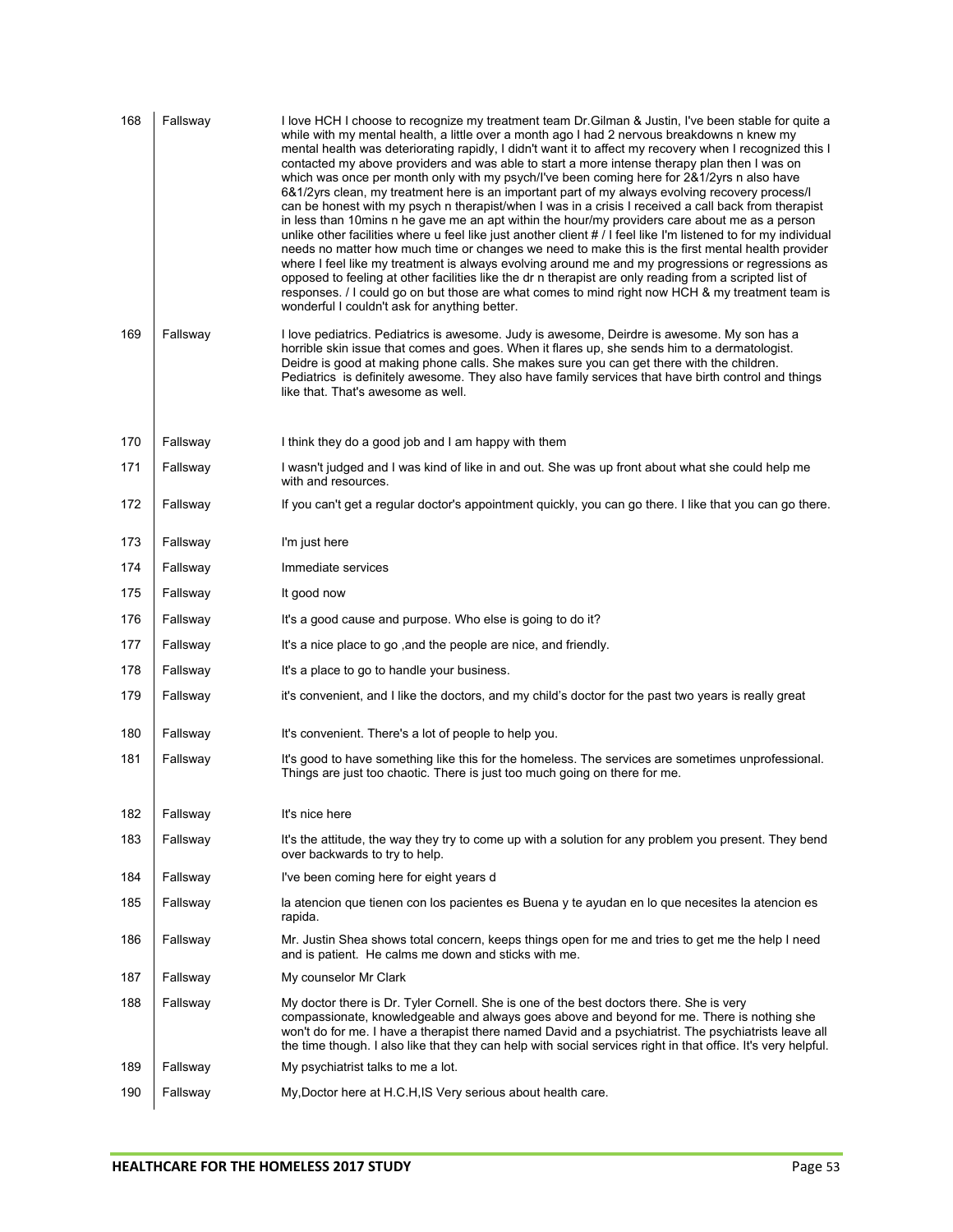| | | |
|---|---|---|
| 168 | Fallsway | I love HCH I choose to recognize my treatment team Dr.Gilman & Justin, I've been stable for quite a while with my mental health, a little over a month ago I had 2 nervous breakdowns n knew my mental health was deteriorating rapidly, I didn't want it to affect my recovery when I recognized this I contacted my above providers and was able to start a more intense therapy plan then I was on which was once per month only with my psych/I've been coming here for 2&1/2yrs n also have 6&1/2yrs clean, my treatment here is an important part of my always evolving recovery process/I can be honest with my psych n therapist/when I was in a crisis I received a call back from therapist in less than 10mins n he gave me an apt within the hour/my providers care about me as a person unlike other facilities where u feel like just another client # / I feel like I'm listened to for my individual needs no matter how much time or changes we need to make this is the first mental health provider where I feel like my treatment is always evolving around me and my progressions or regressions as opposed to feeling at other facilities like the dr n therapist are only reading from a scripted list of responses. / I could go on but those are what comes to mind right now HCH & my treatment team is wonderful I couldn't ask for anything better. |
| 169 | Fallsway | I love pediatrics. Pediatrics is awesome. Judy is awesome, Deirdre is awesome. My son has a horrible skin issue that comes and goes. When it flares up, she sends him to a dermatologist. Deidre is good at making phone calls. She makes sure you can get there with the children. Pediatrics is definitely awesome. They also have family services that have birth control and things like that. That's awesome as well. |
| 170 | Fallsway | I think they do a good job and I am happy with them |
| 171 | Fallsway | I wasn't judged and I was kind of like in and out. She was up front about what she could help me with and resources. |
| 172 | Fallsway | If you can't get a regular doctor's appointment quickly, you can go there. I like that you can go there. |
| 173 | Fallsway | I'm just here |
| 174 | Fallsway | Immediate services |
| 175 | Fallsway | It good now |
| 176 | Fallsway | It's a good cause and purpose. Who else is going to do it? |
| 177 | Fallsway | It's a nice place to go ,and the people are nice, and friendly. |
| 178 | Fallsway | It's a place to go to handle your business. |
| 179 | Fallsway | it's convenient, and I like the doctors, and my child's doctor for the past two years is really great |
| 180 | Fallsway | It's convenient. There's a lot of people to help you. |
| 181 | Fallsway | It's good to have something like this for the homeless. The services are sometimes unprofessional. Things are just too chaotic. There is just too much going on there for me. |
| 182 | Fallsway | It's nice here |
| 183 | Fallsway | It's the attitude, the way they try to come up with a solution for any problem you present. They bend over backwards to try to help. |
| 184 | Fallsway | I've been coming here for eight years d |
| 185 | Fallsway | la atencion que tienen con los pacientes es Buena y te ayudan en lo que necesites la atencion es rapida. |
| 186 | Fallsway | Mr. Justin Shea shows total concern, keeps things open for me and tries to get me the help I need and is patient. He calms me down and sticks with me. |
| 187 | Fallsway | My counselor Mr Clark |
| 188 | Fallsway | My doctor there is Dr. Tyler Cornell. She is one of the best doctors there. She is very compassionate, knowledgeable and always goes above and beyond for me. There is nothing she won't do for me. I have a therapist there named David and a psychiatrist. The psychiatrists leave all the time though. I also like that they can help with social services right in that office. It's very helpful. |
| 189 | Fallsway | My psychiatrist talks to me a lot. |
| 190 | Fallsway | My,Doctor here at H.C.H,IS Very serious about health care. |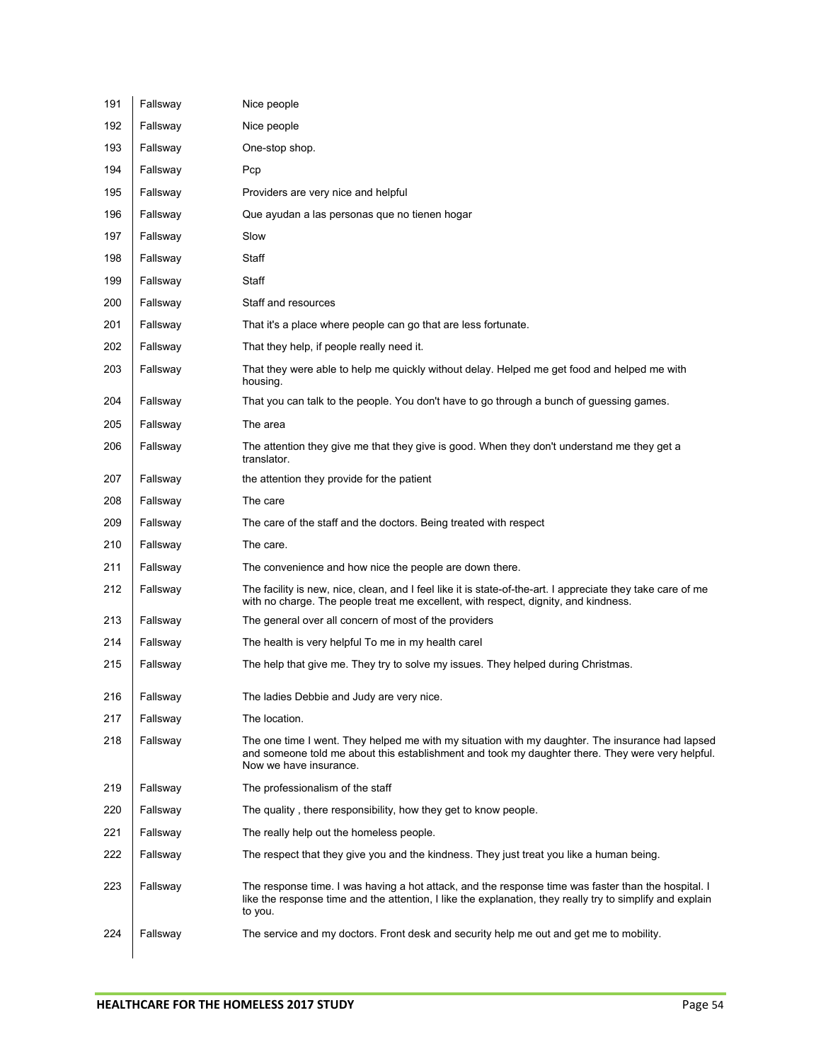| | | |
|---|---|---|
| 191 | Fallsway | Nice people |
| 192 | Fallsway | Nice people |
| 193 | Fallsway | One-stop shop. |
| 194 | Fallsway | Pcp |
| 195 | Fallsway | Providers are very nice and helpful |
| 196 | Fallsway | Que ayudan a las personas que no tienen hogar |
| 197 | Fallsway | Slow |
| 198 | Fallsway | Staff |
| 199 | Fallsway | Staff |
| 200 | Fallsway | Staff and resources |
| 201 | Fallsway | That it's a place where people can go that are less fortunate. |
| 202 | Fallsway | That they help, if people really need it. |
| 203 | Fallsway | That they were able to help me quickly without delay. Helped me get food and helped me with housing. |
| 204 | Fallsway | That you can talk to the people. You don't have to go through a bunch of guessing games. |
| 205 | Fallsway | The area |
| 206 | Fallsway | The attention they give me that they give is good. When they don't understand me they get a translator. |
| 207 | Fallsway | the attention they provide for the patient |
| 208 | Fallsway | The care |
| 209 | Fallsway | The care of the staff and the doctors. Being treated with respect |
| 210 | Fallsway | The care. |
| 211 | Fallsway | The convenience and how nice the people are down there. |
| 212 | Fallsway | The facility is new, nice, clean, and I feel like it is state-of-the-art. I appreciate they take care of me with no charge. The people treat me excellent, with respect, dignity, and kindness. |
| 213 | Fallsway | The general over all concern of most of the providers |
| 214 | Fallsway | The health is very helpful To me in my health carel |
| 215 | Fallsway | The help that give me. They try to solve my issues. They helped during Christmas. |
| 216 | Fallsway | The ladies Debbie and Judy are very nice. |
| 217 | Fallsway | The location. |
| 218 | Fallsway | The one time I went. They helped me with my situation with my daughter. The insurance had lapsed and someone told me about this establishment and took my daughter there. They were very helpful. Now we have insurance. |
| 219 | Fallsway | The professionalism of the staff |
| 220 | Fallsway | The quality , there responsibility, how they get to know people. |
| 221 | Fallsway | The really help out the homeless people. |
| 222 | Fallsway | The respect that they give you and the kindness. They just treat you like a human being. |
| 223 | Fallsway | The response time. I was having a hot attack, and the response time was faster than the hospital. I like the response time and the attention, I like the explanation, they really try to simplify and explain to you. |
| 224 | Fallsway | The service and my doctors. Front desk and security help me out and get me to mobility. |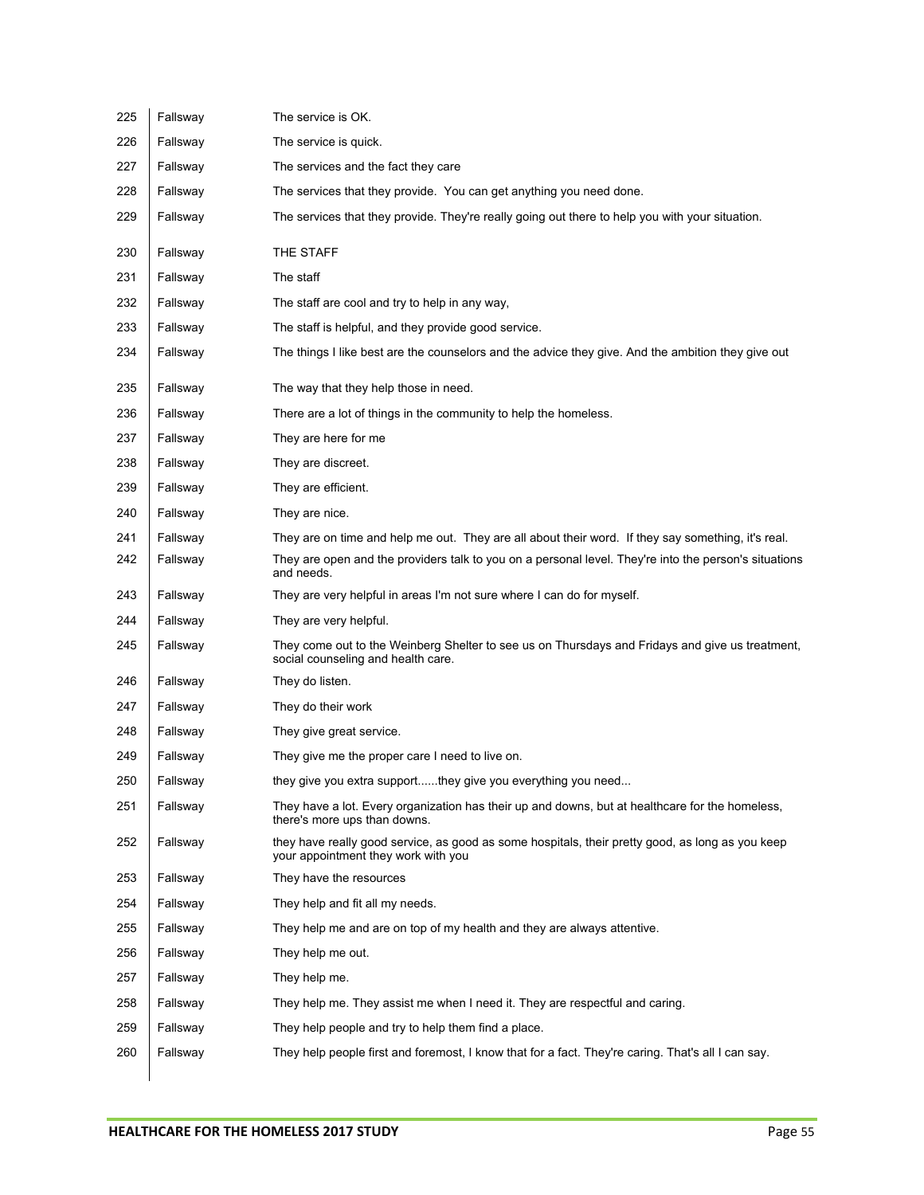| | | |
|---|---|---|
| 225 | Fallsway | The service is OK. |
| 226 | Fallsway | The service is quick. |
| 227 | Fallsway | The services and the fact they care |
| 228 | Fallsway | The services that they provide.  You can get anything you need done. |
| 229 | Fallsway | The services that they provide. They're really going out there to help you with your situation. |
| 230 | Fallsway | THE STAFF |
| 231 | Fallsway | The staff |
| 232 | Fallsway | The staff are cool and try to help in any way, |
| 233 | Fallsway | The staff is helpful, and they provide good service. |
| 234 | Fallsway | The things I like best are the counselors and the advice they give. And the ambition they give out |
| 235 | Fallsway | The way that they help those in need. |
| 236 | Fallsway | There are a lot of things in the community to help the homeless. |
| 237 | Fallsway | They are here for me |
| 238 | Fallsway | They are discreet. |
| 239 | Fallsway | They are efficient. |
| 240 | Fallsway | They are nice. |
| 241 | Fallsway | They are on time and help me out.  They are all about their word.  If they say something, it's real. |
| 242 | Fallsway | They are open and the providers talk to you on a personal level. They're into the person's situations and needs. |
| 243 | Fallsway | They are very helpful in areas I'm not sure where I can do for myself. |
| 244 | Fallsway | They are very helpful. |
| 245 | Fallsway | They come out to the Weinberg Shelter to see us on Thursdays and Fridays and give us treatment, social counseling and health care. |
| 246 | Fallsway | They do listen. |
| 247 | Fallsway | They do their work |
| 248 | Fallsway | They give great service. |
| 249 | Fallsway | They give me the proper care I need to live on. |
| 250 | Fallsway | they give you extra support......they give you everything you need... |
| 251 | Fallsway | They have a lot. Every organization has their up and downs, but at healthcare for the homeless, there's more ups than downs. |
| 252 | Fallsway | they have really good service, as good as some hospitals, their pretty good, as long as you keep your appointment they work with you |
| 253 | Fallsway | They have the resources |
| 254 | Fallsway | They help and fit all my needs. |
| 255 | Fallsway | They help me and are on top of my health and they are always attentive. |
| 256 | Fallsway | They help me out. |
| 257 | Fallsway | They help me. |
| 258 | Fallsway | They help me. They assist me when I need it. They are respectful and caring. |
| 259 | Fallsway | They help people and try to help them find a place. |
| 260 | Fallsway | They help people first and foremost, I know that for a fact. They're caring. That's all I can say. |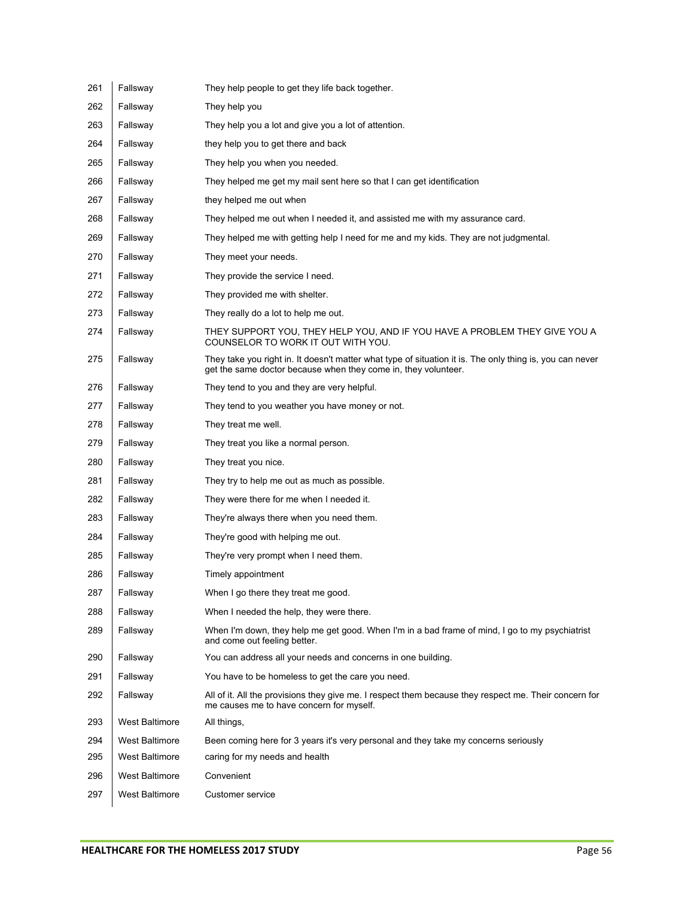| | | |
|---|---|---|
| 261 | Fallsway | They help people to get they life back together. |
| 262 | Fallsway | They help you |
| 263 | Fallsway | They help you a lot and give you a lot of attention. |
| 264 | Fallsway | they help you to get there and back |
| 265 | Fallsway | They help you when you needed. |
| 266 | Fallsway | They helped me get my mail sent here so that I can get identification |
| 267 | Fallsway | they helped me out when |
| 268 | Fallsway | They helped me out when I needed it, and assisted me with my assurance card. |
| 269 | Fallsway | They helped me with getting help I need for me and my kids. They are not judgmental. |
| 270 | Fallsway | They meet your needs. |
| 271 | Fallsway | They provide the service I need. |
| 272 | Fallsway | They provided me with shelter. |
| 273 | Fallsway | They really do a lot to help me out. |
| 274 | Fallsway | THEY SUPPORT YOU, THEY HELP YOU, AND IF YOU HAVE A PROBLEM THEY GIVE YOU A COUNSELOR TO WORK IT OUT WITH YOU. |
| 275 | Fallsway | They take you right in. It doesn't matter what type of situation it is. The only thing is, you can never get the same doctor because when they come in, they volunteer. |
| 276 | Fallsway | They tend to you and they are very helpful. |
| 277 | Fallsway | They tend to you weather you have money or not. |
| 278 | Fallsway | They treat me well. |
| 279 | Fallsway | They treat you like a normal person. |
| 280 | Fallsway | They treat you nice. |
| 281 | Fallsway | They try to help me out as much as possible. |
| 282 | Fallsway | They were there for me when I needed it. |
| 283 | Fallsway | They're always there when you need them. |
| 284 | Fallsway | They're good with helping me out. |
| 285 | Fallsway | They're very prompt when I need them. |
| 286 | Fallsway | Timely appointment |
| 287 | Fallsway | When I go there they treat me good. |
| 288 | Fallsway | When I needed the help, they were there. |
| 289 | Fallsway | When I'm down, they help me get good. When I'm in a bad frame of mind, I go to my psychiatrist and come out feeling better. |
| 290 | Fallsway | You can address all your needs and concerns in one building. |
| 291 | Fallsway | You have to be homeless to get the care you need. |
| 292 | Fallsway | All of it. All the provisions they give me. I respect them because they respect me. Their concern for me causes me to have concern for myself. |
| 293 | West Baltimore | All things, |
| 294 | West Baltimore | Been coming here for 3 years it's very personal and they take my concerns seriously |
| 295 | West Baltimore | caring for my needs and health |
| 296 | West Baltimore | Convenient |
| 297 | West Baltimore | Customer service |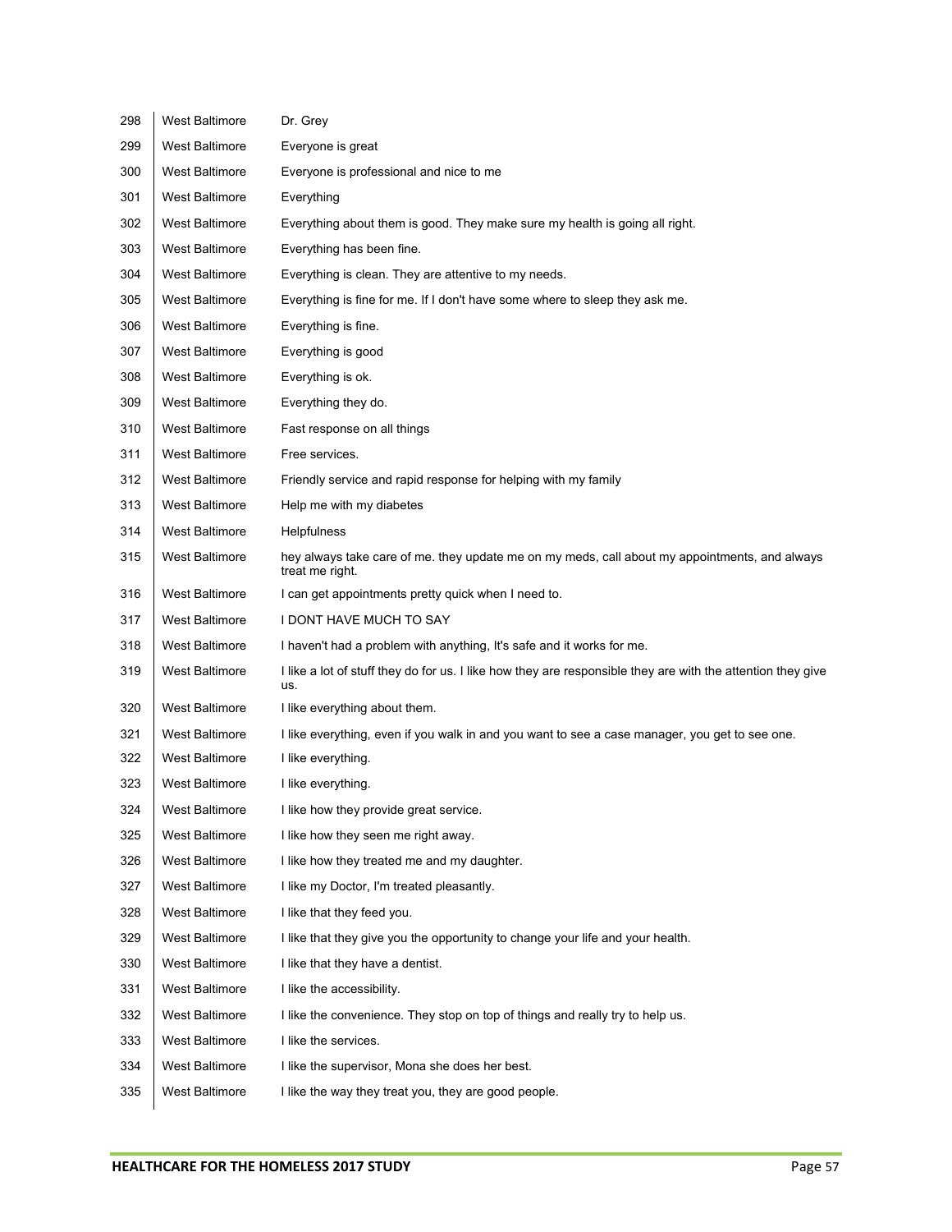| | | |
|---|---|---|
| 298 | West Baltimore | Dr. Grey |
| 299 | West Baltimore | Everyone is great |
| 300 | West Baltimore | Everyone is professional and nice to me |
| 301 | West Baltimore | Everything |
| 302 | West Baltimore | Everything about them is good. They make sure my health is going all right. |
| 303 | West Baltimore | Everything has been fine. |
| 304 | West Baltimore | Everything is clean. They are attentive to my needs. |
| 305 | West Baltimore | Everything is fine for me. If I don't have some where to sleep they ask me. |
| 306 | West Baltimore | Everything is fine. |
| 307 | West Baltimore | Everything is good |
| 308 | West Baltimore | Everything is ok. |
| 309 | West Baltimore | Everything they do. |
| 310 | West Baltimore | Fast response on all things |
| 311 | West Baltimore | Free services. |
| 312 | West Baltimore | Friendly service and rapid response for helping with my family |
| 313 | West Baltimore | Help me with my diabetes |
| 314 | West Baltimore | Helpfulness |
| 315 | West Baltimore | hey always take care of me. they update me on my meds, call about my appointments, and always treat me right. |
| 316 | West Baltimore | I can get appointments pretty quick when I need to. |
| 317 | West Baltimore | I DONT HAVE MUCH TO SAY |
| 318 | West Baltimore | I haven't had a problem with anything, It's safe and it works for me. |
| 319 | West Baltimore | I like a lot of stuff they do for us. I like how they are responsible they are with the attention they give us. |
| 320 | West Baltimore | I like everything about them. |
| 321 | West Baltimore | I like everything, even if you walk in and you want to see a case manager, you get to see one. |
| 322 | West Baltimore | I like everything. |
| 323 | West Baltimore | I like everything. |
| 324 | West Baltimore | I like how they provide great service. |
| 325 | West Baltimore | I like how they seen me right away. |
| 326 | West Baltimore | I like how they treated me and my daughter. |
| 327 | West Baltimore | I like my Doctor, I'm treated pleasantly. |
| 328 | West Baltimore | I like that they feed you. |
| 329 | West Baltimore | I like that they give you the opportunity to change your life and your health. |
| 330 | West Baltimore | I like that they have a dentist. |
| 331 | West Baltimore | I like the accessibility. |
| 332 | West Baltimore | I like the convenience. They stop on top of things and really try to help us. |
| 333 | West Baltimore | I like the services. |
| 334 | West Baltimore | I like the supervisor, Mona she does her best. |
| 335 | West Baltimore | I like the way they treat you, they are good people. |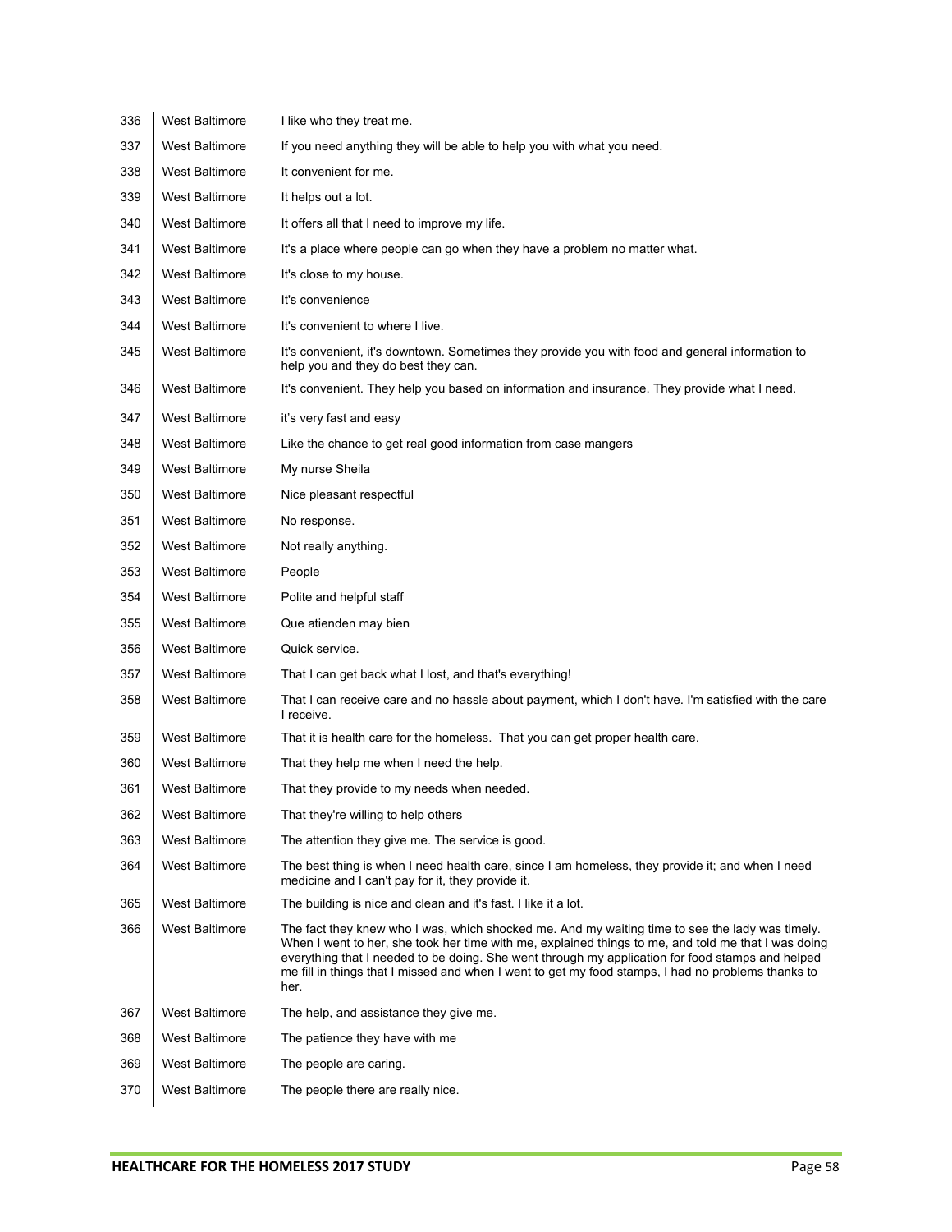| | | |
|---|---|---|
| 336 | West Baltimore | I like who they treat me. |
| 337 | West Baltimore | If you need anything they will be able to help you with what you need. |
| 338 | West Baltimore | It convenient for me. |
| 339 | West Baltimore | It helps out a lot. |
| 340 | West Baltimore | It offers all that I need to improve my life. |
| 341 | West Baltimore | It's a place where people can go when they have a problem no matter what. |
| 342 | West Baltimore | It's close to my house. |
| 343 | West Baltimore | It's convenience |
| 344 | West Baltimore | It's convenient to where I live. |
| 345 | West Baltimore | It's convenient, it's downtown. Sometimes they provide you with food and general information to help you and they do best they can. |
| 346 | West Baltimore | It's convenient. They help you based on information and insurance. They provide what I need. |
| 347 | West Baltimore | it's very fast and easy |
| 348 | West Baltimore | Like the chance to get real good information from case mangers |
| 349 | West Baltimore | My nurse Sheila |
| 350 | West Baltimore | Nice pleasant respectful |
| 351 | West Baltimore | No response. |
| 352 | West Baltimore | Not really anything. |
| 353 | West Baltimore | People |
| 354 | West Baltimore | Polite and helpful staff |
| 355 | West Baltimore | Que atienden may bien |
| 356 | West Baltimore | Quick service. |
| 357 | West Baltimore | That I can get back what I lost, and that's everything! |
| 358 | West Baltimore | That I can receive care and no hassle about payment, which I don't have. I'm satisfied with the care I receive. |
| 359 | West Baltimore | That it is health care for the homeless. That you can get proper health care. |
| 360 | West Baltimore | That they help me when I need the help. |
| 361 | West Baltimore | That they provide to my needs when needed. |
| 362 | West Baltimore | That they're willing to help others |
| 363 | West Baltimore | The attention they give me. The service is good. |
| 364 | West Baltimore | The best thing is when I need health care, since I am homeless, they provide it; and when I need medicine and I can't pay for it, they provide it. |
| 365 | West Baltimore | The building is nice and clean and it's fast. I like it a lot. |
| 366 | West Baltimore | The fact they knew who I was, which shocked me. And my waiting time to see the lady was timely. When I went to her, she took her time with me, explained things to me, and told me that I was doing everything that I needed to be doing. She went through my application for food stamps and helped me fill in things that I missed and when I went to get my food stamps, I had no problems thanks to her. |
| 367 | West Baltimore | The help, and assistance they give me. |
| 368 | West Baltimore | The patience they have with me |
| 369 | West Baltimore | The people are caring. |
| 370 | West Baltimore | The people there are really nice. |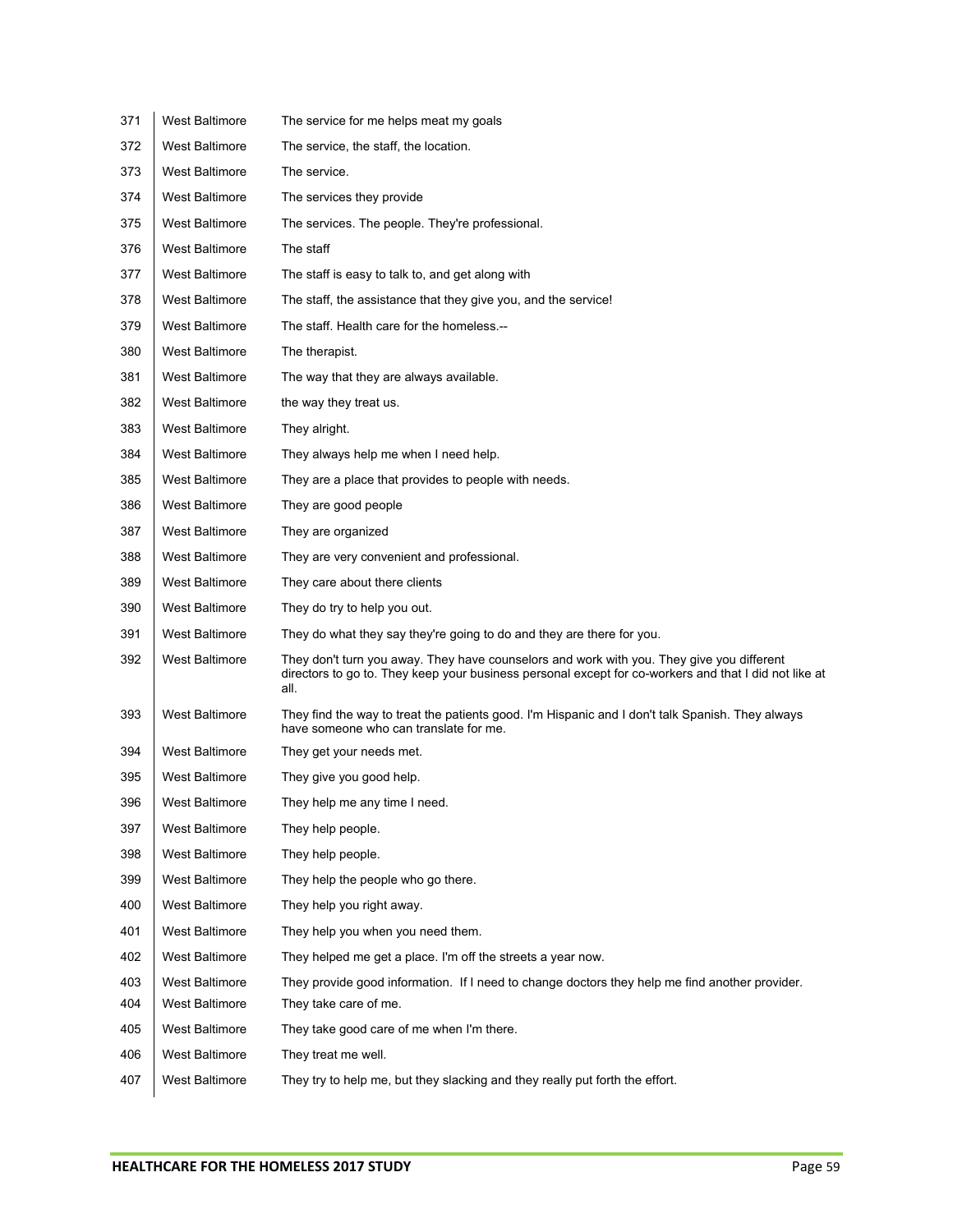| | | |
|---|---|---|
| 371 | West Baltimore | The service for me helps meat my goals |
| 372 | West Baltimore | The service, the staff, the location. |
| 373 | West Baltimore | The service. |
| 374 | West Baltimore | The services they provide |
| 375 | West Baltimore | The services. The people. They're professional. |
| 376 | West Baltimore | The staff |
| 377 | West Baltimore | The staff is easy to talk to, and get along with |
| 378 | West Baltimore | The staff, the assistance that they give you, and the service! |
| 379 | West Baltimore | The staff. Health care for the homeless.-- |
| 380 | West Baltimore | The therapist. |
| 381 | West Baltimore | The way that they are always available. |
| 382 | West Baltimore | the way they treat us. |
| 383 | West Baltimore | They alright. |
| 384 | West Baltimore | They always help me when I need help. |
| 385 | West Baltimore | They are a place that provides to people with needs. |
| 386 | West Baltimore | They are good people |
| 387 | West Baltimore | They are organized |
| 388 | West Baltimore | They are very convenient and professional. |
| 389 | West Baltimore | They care about there clients |
| 390 | West Baltimore | They do try to help you out. |
| 391 | West Baltimore | They do what they say they're going to do and they are there for you. |
| 392 | West Baltimore | They don't turn you away. They have counselors and work with you. They give you different directors to go to. They keep your business personal except for co-workers and that I did not like at all. |
| 393 | West Baltimore | They find the way to treat the patients good. I'm Hispanic and I don't talk Spanish. They always have someone who can translate for me. |
| 394 | West Baltimore | They get your needs met. |
| 395 | West Baltimore | They give you good help. |
| 396 | West Baltimore | They help me any time I need. |
| 397 | West Baltimore | They help people. |
| 398 | West Baltimore | They help people. |
| 399 | West Baltimore | They help the people who go there. |
| 400 | West Baltimore | They help you right away. |
| 401 | West Baltimore | They help you when you need them. |
| 402 | West Baltimore | They helped me get a place. I'm off the streets a year now. |
| 403 | West Baltimore | They provide good information. If I need to change doctors they help me find another provider. |
| 404 | West Baltimore | They take care of me. |
| 405 | West Baltimore | They take good care of me when I'm there. |
| 406 | West Baltimore | They treat me well. |
| 407 | West Baltimore | They try to help me, but they slacking and they really put forth the effort. |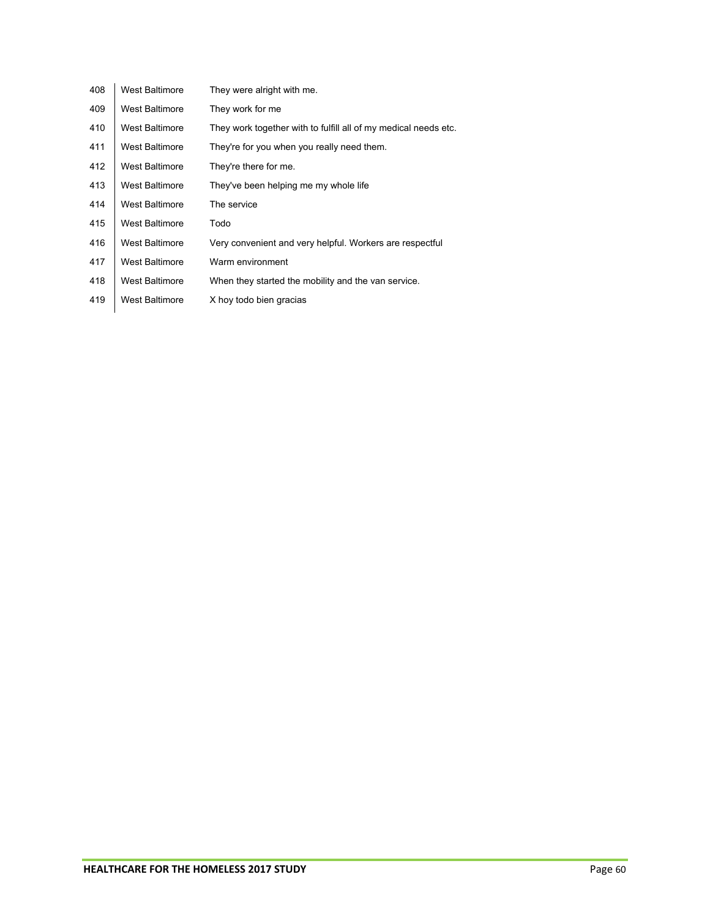| 408 | West Baltimore | They were alright with me. |
|---|---|---|
| 409 | West Baltimore | They work for me |
| 410 | West Baltimore | They work together with to fulfill all of my medical needs etc. |
| 411 | West Baltimore | They're for you when you really need them. |
| 412 | West Baltimore | They're there for me. |
| 413 | West Baltimore | They've been helping me my whole life |
| 414 | West Baltimore | The service |
| 415 | West Baltimore | Todo |
| 416 | West Baltimore | Very convenient and very helpful. Workers are respectful |
| 417 | West Baltimore | Warm environment |
| 418 | West Baltimore | When they started the mobility and the van service. |
| 419 | West Baltimore | X hoy todo bien gracias |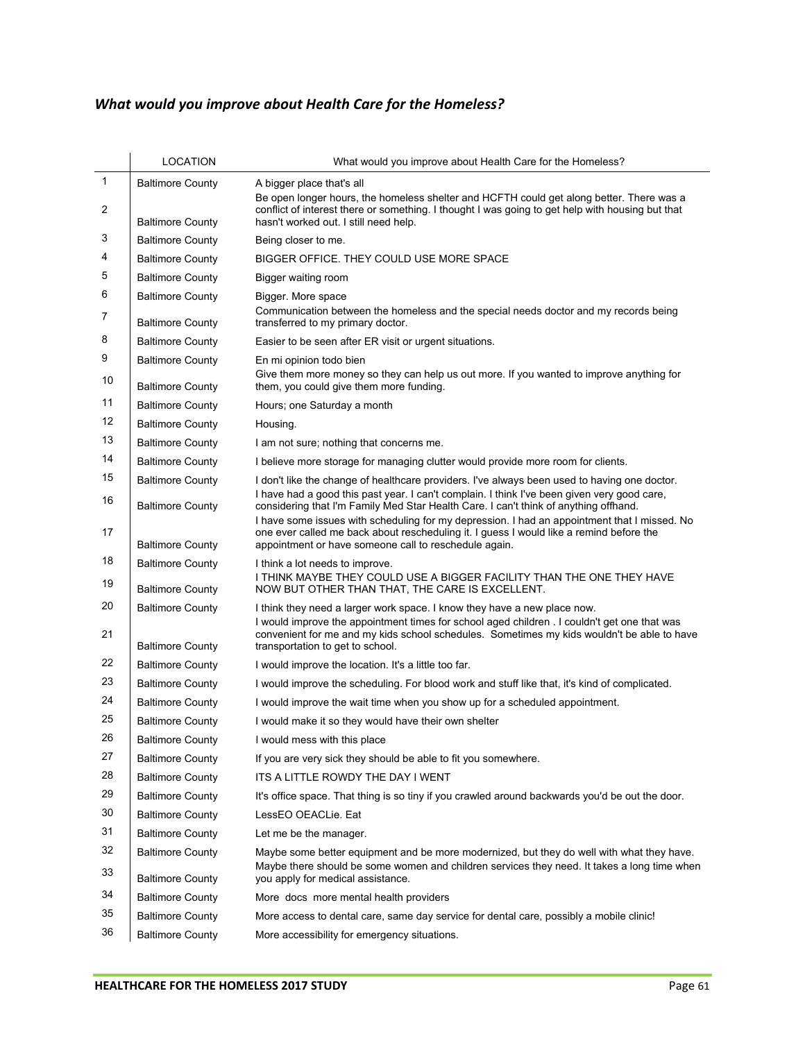### *What would you improve about Health Care for the Homeless?*

|  | LOCATION | What would you improve about Health Care for the Homeless? |
|---|---|---|
| 1 | Baltimore County | A bigger place that's all |
| 2 | Baltimore County | Be open longer hours, the homeless shelter and HCFTH could get along better. There was a conflict of interest there or something. I thought I was going to get help with housing but that hasn't worked out. I still need help. |
| 3 | Baltimore County | Being closer to me. |
| 4 | Baltimore County | BIGGER OFFICE. THEY COULD USE MORE SPACE |
| 5 | Baltimore County | Bigger waiting room |
| 6 | Baltimore County | Bigger. More space |
| 7 | Baltimore County | Communication between the homeless and the special needs doctor and my records being transferred to my primary doctor. |
| 8 | Baltimore County | Easier to be seen after ER visit or urgent situations. |
| 9 | Baltimore County | En mi opinion todo bien |
| 10 | Baltimore County | Give them more money so they can help us out more. If you wanted to improve anything for them, you could give them more funding. |
| 11 | Baltimore County | Hours; one Saturday a month |
| 12 | Baltimore County | Housing. |
| 13 | Baltimore County | I am not sure; nothing that concerns me. |
| 14 | Baltimore County | I believe more storage for managing clutter would provide more room for clients. |
| 15 | Baltimore County | I don't like the change of healthcare providers. I've always been used to having one doctor. |
| 16 | Baltimore County | I have had a good this past year. I can't complain. I think I've been given very good care, considering that I'm Family Med Star Health Care. I can't think of anything offhand. |
| 17 | Baltimore County | I have some issues with scheduling for my depression. I had an appointment that I missed. No one ever called me back about rescheduling it. I guess I would like a remind before the appointment or have someone call to reschedule again. |
| 18 | Baltimore County | I think a lot needs to improve. |
| 19 | Baltimore County | I THINK MAYBE THEY COULD USE A BIGGER FACILITY THAN THE ONE THEY HAVE NOW BUT OTHER THAN THAT, THE CARE IS EXCELLENT. |
| 20 | Baltimore County | I think they need a larger work space. I know they have a new place now. |
| 21 | Baltimore County | I would improve the appointment times for school aged children . I couldn't get one that was convenient for me and my kids school schedules. Sometimes my kids wouldn't be able to have transportation to get to school. |
| 22 | Baltimore County | I would improve the location. It's a little too far. |
| 23 | Baltimore County | I would improve the scheduling. For blood work and stuff like that, it's kind of complicated. |
| 24 | Baltimore County | I would improve the wait time when you show up for a scheduled appointment. |
| 25 | Baltimore County | I would make it so they would have their own shelter |
| 26 | Baltimore County | I would mess with this place |
| 27 | Baltimore County | If you are very sick they should be able to fit you somewhere. |
| 28 | Baltimore County | ITS A LITTLE ROWDY THE DAY I WENT |
| 29 | Baltimore County | It's office space. That thing is so tiny if you crawled around backwards you'd be out the door. |
| 30 | Baltimore County | LessEO OEACLie. Eat |
| 31 | Baltimore County | Let me be the manager. |
| 32 | Baltimore County | Maybe some better equipment and be more modernized, but they do well with what they have. |
| 33 | Baltimore County | Maybe there should be some women and children services they need. It takes a long time when you apply for medical assistance. |
| 34 | Baltimore County | More docs more mental health providers |
| 35 | Baltimore County | More access to dental care, same day service for dental care, possibly a mobile clinic! |
| 36 | Baltimore County | More accessibility for emergency situations. |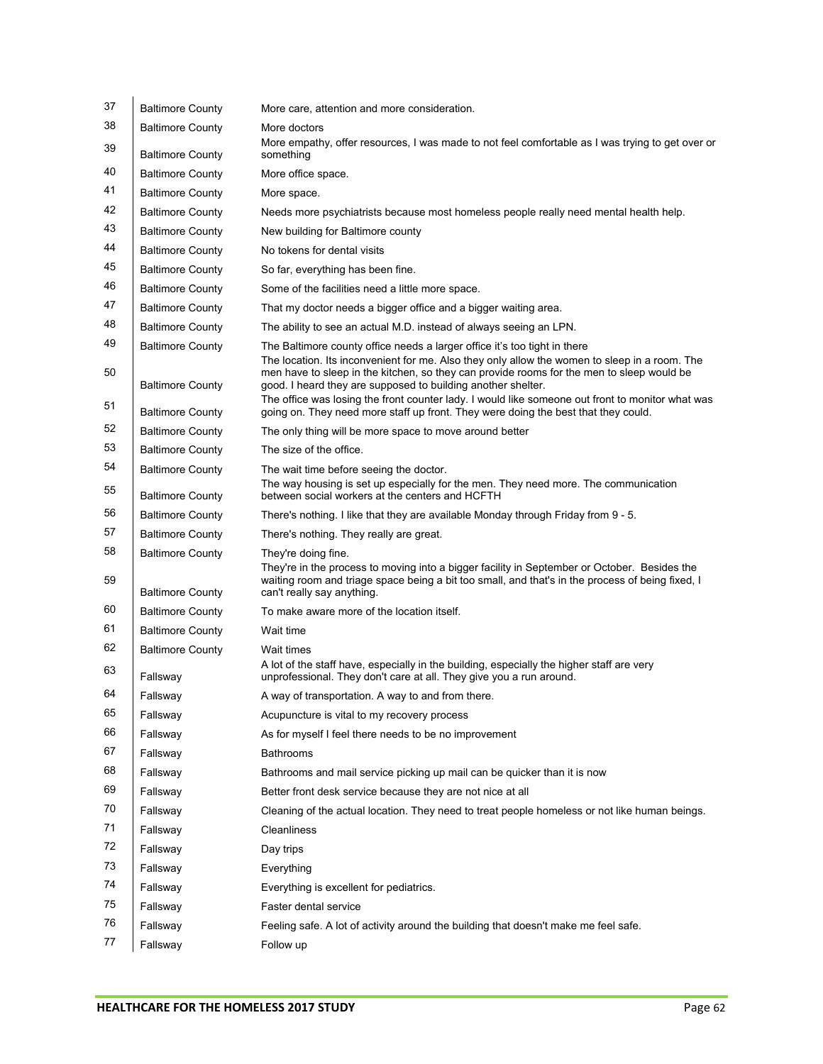| | | |
|---|---|---|
| 37 | Baltimore County | More care, attention and more consideration. |
| 38 | Baltimore County | More doctors |
| 39 | Baltimore County | More empathy, offer resources, I was made to not feel comfortable as I was trying to get over or something |
| 40 | Baltimore County | More office space. |
| 41 | Baltimore County | More space. |
| 42 | Baltimore County | Needs more psychiatrists because most homeless people really need mental health help. |
| 43 | Baltimore County | New building for Baltimore county |
| 44 | Baltimore County | No tokens for dental visits |
| 45 | Baltimore County | So far, everything has been fine. |
| 46 | Baltimore County | Some of the facilities need a little more space. |
| 47 | Baltimore County | That my doctor needs a bigger office and a bigger waiting area. |
| 48 | Baltimore County | The ability to see an actual M.D. instead of always seeing an LPN. |
| 49 | Baltimore County | The Baltimore county office needs a larger office it's too tight in there |
| 50 | Baltimore County | The location. Its inconvenient for me. Also they only allow the women to sleep in a room. The men have to sleep in the kitchen, so they can provide rooms for the men to sleep would be good. I heard they are supposed to building another shelter. |
| 51 | Baltimore County | The office was losing the front counter lady. I would like someone out front to monitor what was going on. They need more staff up front. They were doing the best that they could. |
| 52 | Baltimore County | The only thing will be more space to move around better |
| 53 | Baltimore County | The size of the office. |
| 54 | Baltimore County | The wait time before seeing the doctor. |
| 55 | Baltimore County | The way housing is set up especially for the men. They need more. The communication between social workers at the centers and HCFTH |
| 56 | Baltimore County | There's nothing. I like that they are available Monday through Friday from 9 - 5. |
| 57 | Baltimore County | There's nothing. They really are great. |
| 58 | Baltimore County | They're doing fine. |
| 59 | Baltimore County | They're in the process to moving into a bigger facility in September or October. Besides the waiting room and triage space being a bit too small, and that's in the process of being fixed, I can't really say anything. |
| 60 | Baltimore County | To make aware more of the location itself. |
| 61 | Baltimore County | Wait time |
| 62 | Baltimore County | Wait times |
| 63 | Fallsway | A lot of the staff have, especially in the building, especially the higher staff are very unprofessional. They don't care at all. They give you a run around. |
| 64 | Fallsway | A way of transportation. A way to and from there. |
| 65 | Fallsway | Acupuncture is vital to my recovery process |
| 66 | Fallsway | As for myself I feel there needs to be no improvement |
| 67 | Fallsway | Bathrooms |
| 68 | Fallsway | Bathrooms and mail service picking up mail can be quicker than it is now |
| 69 | Fallsway | Better front desk service because they are not nice at all |
| 70 | Fallsway | Cleaning of the actual location. They need to treat people homeless or not like human beings. |
| 71 | Fallsway | Cleanliness |
| 72 | Fallsway | Day trips |
| 73 | Fallsway | Everything |
| 74 | Fallsway | Everything is excellent for pediatrics. |
| 75 | Fallsway | Faster dental service |
| 76 | Fallsway | Feeling safe. A lot of activity around the building that doesn't make me feel safe. |
| 77 | Fallsway | Follow up |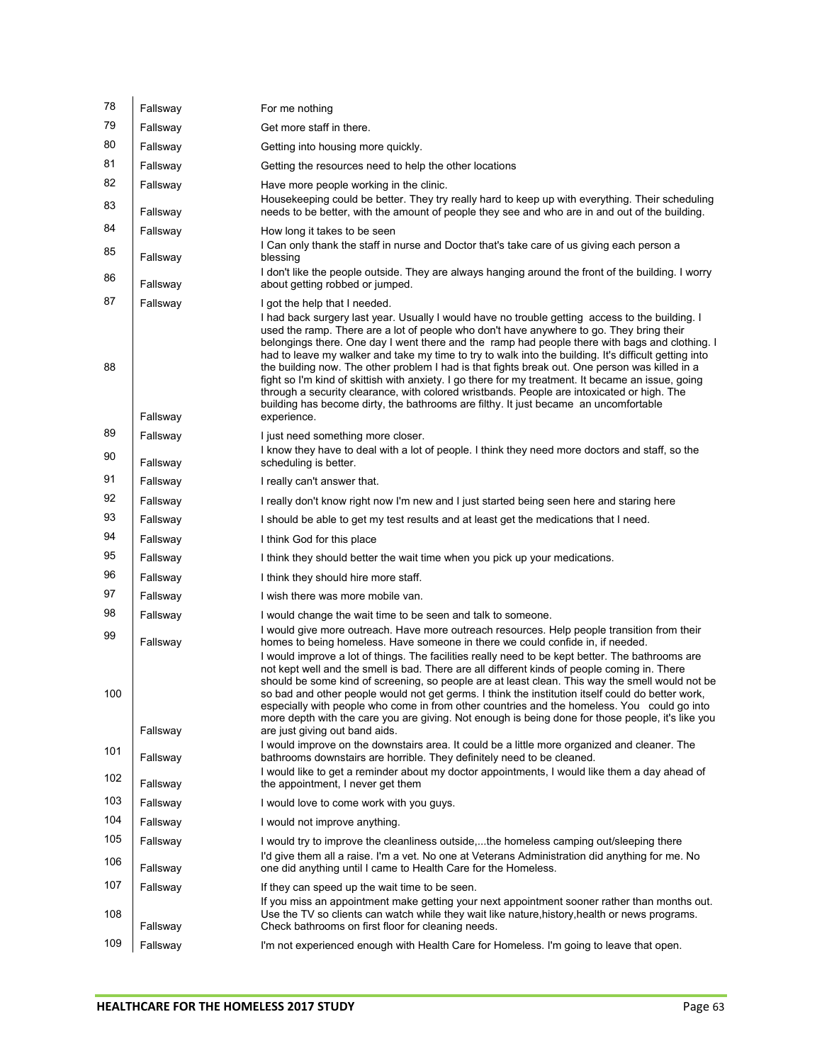| | | |
|---|---|---|
| 78 | Fallsway | For me nothing |
| 79 | Fallsway | Get more staff in there. |
| 80 | Fallsway | Getting into housing more quickly. |
| 81 | Fallsway | Getting the resources need to help the other locations |
| 82 | Fallsway | Have more people working in the clinic. |
| 83 | Fallsway | Housekeeping could be better. They try really hard to keep up with everything. Their scheduling needs to be better, with the amount of people they see and who are in and out of the building. |
| 84 | Fallsway | How long it takes to be seen |
| 85 | Fallsway | I Can only thank the staff in nurse and Doctor that's take care of us giving each person a blessing |
| 86 | Fallsway | I don't like the people outside. They are always hanging around the front of the building. I worry about getting robbed or jumped. |
| 87 | Fallsway | I got the help that I needed. |
| 88 | Fallsway | I had back surgery last year. Usually I would have no trouble getting access to the building. I used the ramp. There are a lot of people who don't have anywhere to go. They bring their belongings there. One day I went there and the ramp had people there with bags and clothing. I had to leave my walker and take my time to try to walk into the building. It's difficult getting into the building now. The other problem I had is that fights break out. One person was killed in a fight so I'm kind of skittish with anxiety. I go there for my treatment. It became an issue, going through a security clearance, with colored wristbands. People are intoxicated or high. The building has become dirty, the bathrooms are filthy. It just became an uncomfortable experience. |
| 89 | Fallsway | I just need something more closer. |
| 90 | Fallsway | I know they have to deal with a lot of people. I think they need more doctors and staff, so the scheduling is better. |
| 91 | Fallsway | I really can't answer that. |
| 92 | Fallsway | I really don't know right now I'm new and I just started being seen here and staring here |
| 93 | Fallsway | I should be able to get my test results and at least get the medications that I need. |
| 94 | Fallsway | I think God for this place |
| 95 | Fallsway | I think they should better the wait time when you pick up your medications. |
| 96 | Fallsway | I think they should hire more staff. |
| 97 | Fallsway | I wish there was more mobile van. |
| 98 | Fallsway | I would change the wait time to be seen and talk to someone. |
| 99 | Fallsway | I would give more outreach. Have more outreach resources. Help people transition from their homes to being homeless. Have someone in there we could confide in, if needed. |
| 100 | Fallsway | I would improve a lot of things. The facilities really need to be kept better. The bathrooms are not kept well and the smell is bad. There are all different kinds of people coming in. There should be some kind of screening, so people are at least clean. This way the smell would not be so bad and other people would not get germs. I think the institution itself could do better work, especially with people who come in from other countries and the homeless. You could go into more depth with the care you are giving. Not enough is being done for those people, it's like you are just giving out band aids. |
| 101 | Fallsway | I would improve on the downstairs area. It could be a little more organized and cleaner. The bathrooms downstairs are horrible. They definitely need to be cleaned. |
| 102 | Fallsway | I would like to get a reminder about my doctor appointments, I would like them a day ahead of the appointment, I never get them |
| 103 | Fallsway | I would love to come work with you guys. |
| 104 | Fallsway | I would not improve anything. |
| 105 | Fallsway | I would try to improve the cleanliness outside,...the homeless camping out/sleeping there |
| 106 | Fallsway | I'd give them all a raise. I'm a vet. No one at Veterans Administration did anything for me. No one did anything until I came to Health Care for the Homeless. |
| 107 | Fallsway | If they can speed up the wait time to be seen. |
| 108 | Fallsway | If you miss an appointment make getting your next appointment sooner rather than months out. Use the TV so clients can watch while they wait like nature,history,health or news programs. Check bathrooms on first floor for cleaning needs. |
| 109 | Fallsway | I'm not experienced enough with Health Care for Homeless. I'm going to leave that open. |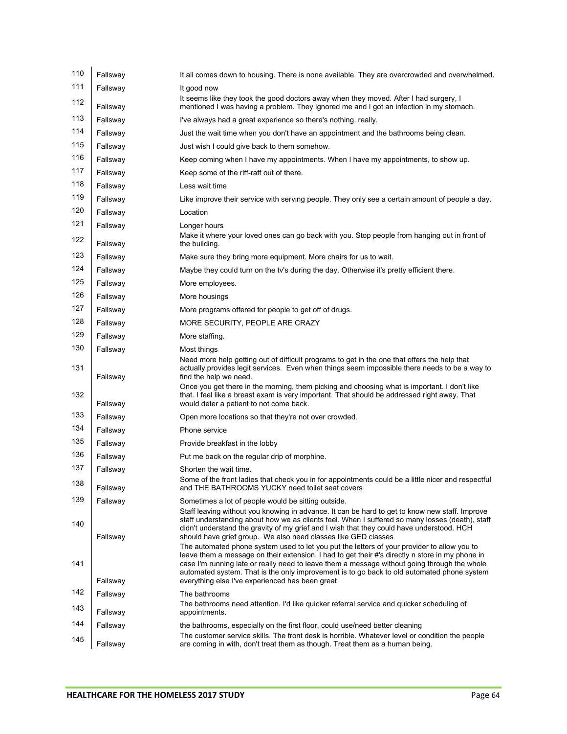| | | |
|---|---|---|
| 110 | Fallsway | It all comes down to housing. There is none available. They are overcrowded and overwhelmed. |
| 111 | Fallsway | It good now |
| 112 | Fallsway | It seems like they took the good doctors away when they moved. After I had surgery, I mentioned I was having a problem. They ignored me and I got an infection in my stomach. |
| 113 | Fallsway | I've always had a great experience so there's nothing, really. |
| 114 | Fallsway | Just the wait time when you don't have an appointment and the bathrooms being clean. |
| 115 | Fallsway | Just wish I could give back to them somehow. |
| 116 | Fallsway | Keep coming when I have my appointments. When I have my appointments, to show up. |
| 117 | Fallsway | Keep some of the riff-raff out of there. |
| 118 | Fallsway | Less wait time |
| 119 | Fallsway | Like improve their service with serving people. They only see a certain amount of people a day. |
| 120 | Fallsway | Location |
| 121 | Fallsway | Longer hours |
| 122 | Fallsway | Make it where your loved ones can go back with you. Stop people from hanging out in front of the building. |
| 123 | Fallsway | Make sure they bring more equipment. More chairs for us to wait. |
| 124 | Fallsway | Maybe they could turn on the tv's during the day. Otherwise it's pretty efficient there. |
| 125 | Fallsway | More employees. |
| 126 | Fallsway | More housings |
| 127 | Fallsway | More programs offered for people to get off of drugs. |
| 128 | Fallsway | MORE SECURITY, PEOPLE ARE CRAZY |
| 129 | Fallsway | More staffing. |
| 130 | Fallsway | Most things |
| 131 | Fallsway | Need more help getting out of difficult programs to get in the one that offers the help that actually provides legit services. Even when things seem impossible there needs to be a way to find the help we need. |
| 132 | Fallsway | Once you get there in the morning, them picking and choosing what is important. I don't like that. I feel like a breast exam is very important. That should be addressed right away. That would deter a patient to not come back. |
| 133 | Fallsway | Open more locations so that they're not over crowded. |
| 134 | Fallsway | Phone service |
| 135 | Fallsway | Provide breakfast in the lobby |
| 136 | Fallsway | Put me back on the regular drip of morphine. |
| 137 | Fallsway | Shorten the wait time. |
| 138 | Fallsway | Some of the front ladies that check you in for appointments could be a little nicer and respectful and THE BATHROOMS YUCKY need toilet seat covers |
| 139 | Fallsway | Sometimes a lot of people would be sitting outside. |
| 140 | Fallsway | Staff leaving without you knowing in advance. It can be hard to get to know new staff. Improve staff understanding about how we as clients feel. When I suffered so many losses (death), staff didn't understand the gravity of my grief and I wish that they could have understood. HCH should have grief group. We also need classes like GED classes |
| 141 | Fallsway | The automated phone system used to let you put the letters of your provider to allow you to leave them a message on their extension. I had to get their #'s directly n store in my phone in case I'm running late or really need to leave them a message without going through the whole automated system. That is the only improvement is to go back to old automated phone system everything else I've experienced has been great |
| 142 | Fallsway | The bathrooms |
| 143 | Fallsway | The bathrooms need attention. I'd like quicker referral service and quicker scheduling of appointments. |
| 144 | Fallsway | the bathrooms, especially on the first floor, could use/need better cleaning |
| 145 | Fallsway | The customer service skills. The front desk is horrible. Whatever level or condition the people are coming in with, don't treat them as though. Treat them as a human being. |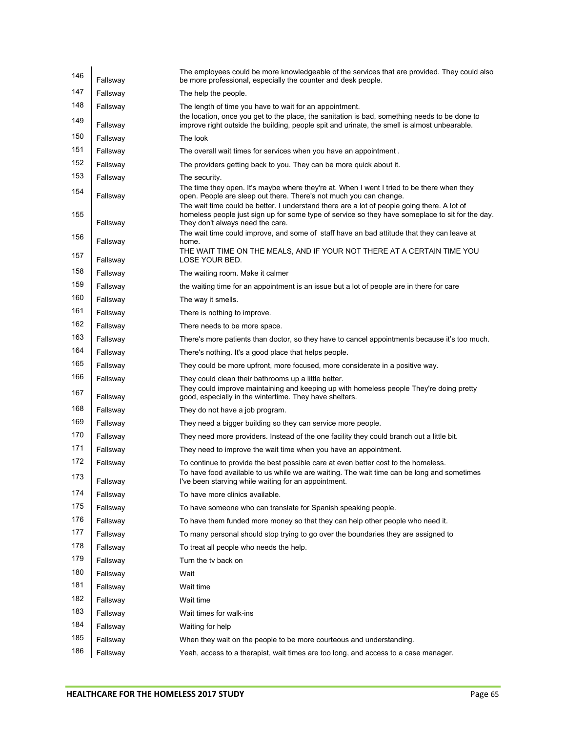| | | |
|---|---|---|
| 146 | Fallsway | The employees could be more knowledgeable of the services that are provided. They could also be more professional, especially the counter and desk people. |
| 147 | Fallsway | The help the people. |
| 148 | Fallsway | The length of time you have to wait for an appointment. |
| 149 | Fallsway | the location, once you get to the place, the sanitation is bad, something needs to be done to improve right outside the building, people spit and urinate, the smell is almost unbearable. |
| 150 | Fallsway | The look |
| 151 | Fallsway | The overall wait times for services when you have an appointment . |
| 152 | Fallsway | The providers getting back to you. They can be more quick about it. |
| 153 | Fallsway | The security. |
| 154 | Fallsway | The time they open. It's maybe where they're at. When I went I tried to be there when they open. People are sleep out there. There's not much you can change. |
| 155 | Fallsway | The wait time could be better. I understand there are a lot of people going there. A lot of homeless people just sign up for some type of service so they have someplace to sit for the day. They don't always need the care. |
| 156 | Fallsway | The wait time could improve, and some of staff have an bad attitude that they can leave at home. |
| 157 | Fallsway | THE WAIT TIME ON THE MEALS, AND IF YOUR NOT THERE AT A CERTAIN TIME YOU LOSE YOUR BED. |
| 158 | Fallsway | The waiting room. Make it calmer |
| 159 | Fallsway | the waiting time for an appointment is an issue but a lot of people are in there for care |
| 160 | Fallsway | The way it smells. |
| 161 | Fallsway | There is nothing to improve. |
| 162 | Fallsway | There needs to be more space. |
| 163 | Fallsway | There's more patients than doctor, so they have to cancel appointments because it's too much. |
| 164 | Fallsway | There's nothing. It's a good place that helps people. |
| 165 | Fallsway | They could be more upfront, more focused, more considerate in a positive way. |
| 166 | Fallsway | They could clean their bathrooms up a little better. |
| 167 | Fallsway | They could improve maintaining and keeping up with homeless people They're doing pretty good, especially in the wintertime. They have shelters. |
| 168 | Fallsway | They do not have a job program. |
| 169 | Fallsway | They need a bigger building so they can service more people. |
| 170 | Fallsway | They need more providers. Instead of the one facility they could branch out a little bit. |
| 171 | Fallsway | They need to improve the wait time when you have an appointment. |
| 172 | Fallsway | To continue to provide the best possible care at even better cost to the homeless. |
| 173 | Fallsway | To have food available to us while we are waiting. The wait time can be long and sometimes I've been starving while waiting for an appointment. |
| 174 | Fallsway | To have more clinics available. |
| 175 | Fallsway | To have someone who can translate for Spanish speaking people. |
| 176 | Fallsway | To have them funded more money so that they can help other people who need it. |
| 177 | Fallsway | To many personal should stop trying to go over the boundaries they are assigned to |
| 178 | Fallsway | To treat all people who needs the help. |
| 179 | Fallsway | Turn the tv back on |
| 180 | Fallsway | Wait |
| 181 | Fallsway | Wait time |
| 182 | Fallsway | Wait time |
| 183 | Fallsway | Wait times for walk-ins |
| 184 | Fallsway | Waiting for help |
| 185 | Fallsway | When they wait on the people to be more courteous and understanding. |
| 186 | Fallsway | Yeah, access to a therapist, wait times are too long, and access to a case manager. |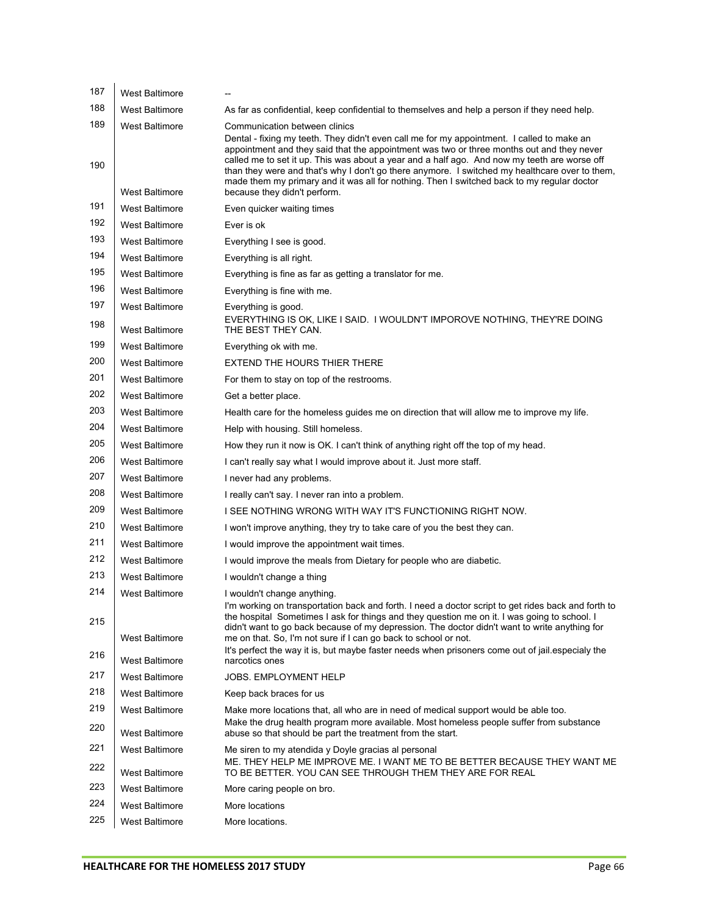| | | |
|---|---|---|
| 187 | West Baltimore | -- |
| 188 | West Baltimore | As far as confidential, keep confidential to themselves and help a person if they need help. |
| 189 | West Baltimore | Communication between clinics |
| 190 | West Baltimore | Dental - fixing my teeth. They didn't even call me for my appointment. I called to make an appointment and they said that the appointment was two or three months out and they never called me to set it up. This was about a year and a half ago. And now my teeth are worse off than they were and that's why I don't go there anymore. I switched my healthcare over to them, made them my primary and it was all for nothing. Then I switched back to my regular doctor because they didn't perform. |
| 191 | West Baltimore | Even quicker waiting times |
| 192 | West Baltimore | Ever is ok |
| 193 | West Baltimore | Everything I see is good. |
| 194 | West Baltimore | Everything is all right. |
| 195 | West Baltimore | Everything is fine as far as getting a translator for me. |
| 196 | West Baltimore | Everything is fine with me. |
| 197 | West Baltimore | Everything is good. |
| 198 | West Baltimore | EVERYTHING IS OK, LIKE I SAID. I WOULDN'T IMPOROVE NOTHING, THEY'RE DOING THE BEST THEY CAN. |
| 199 | West Baltimore | Everything ok with me. |
| 200 | West Baltimore | EXTEND THE HOURS THIER THERE |
| 201 | West Baltimore | For them to stay on top of the restrooms. |
| 202 | West Baltimore | Get a better place. |
| 203 | West Baltimore | Health care for the homeless guides me on direction that will allow me to improve my life. |
| 204 | West Baltimore | Help with housing. Still homeless. |
| 205 | West Baltimore | How they run it now is OK. I can't think of anything right off the top of my head. |
| 206 | West Baltimore | I can't really say what I would improve about it. Just more staff. |
| 207 | West Baltimore | I never had any problems. |
| 208 | West Baltimore | I really can't say. I never ran into a problem. |
| 209 | West Baltimore | I SEE NOTHING WRONG WITH WAY IT'S FUNCTIONING RIGHT NOW. |
| 210 | West Baltimore | I won't improve anything, they try to take care of you the best they can. |
| 211 | West Baltimore | I would improve the appointment wait times. |
| 212 | West Baltimore | I would improve the meals from Dietary for people who are diabetic. |
| 213 | West Baltimore | I wouldn't change a thing |
| 214 | West Baltimore | I wouldn't change anything. |
| 215 | West Baltimore | I'm working on transportation back and forth. I need a doctor script to get rides back and forth to the hospital Sometimes I ask for things and they question me on it. I was going to school. I didn't want to go back because of my depression. The doctor didn't want to write anything for me on that. So, I'm not sure if I can go back to school or not. |
| 216 | West Baltimore | It's perfect the way it is, but maybe faster needs when prisoners come out of jail.especialy the narcotics ones |
| 217 | West Baltimore | JOBS. EMPLOYMENT HELP |
| 218 | West Baltimore | Keep back braces for us |
| 219 | West Baltimore | Make more locations that, all who are in need of medical support would be able too. |
| 220 | West Baltimore | Make the drug health program more available. Most homeless people suffer from substance abuse so that should be part the treatment from the start. |
| 221 | West Baltimore | Me siren to my atendida y Doyle gracias al personal |
| 222 | West Baltimore | ME. THEY HELP ME IMPROVE ME. I WANT ME TO BE BETTER BECAUSE THEY WANT ME TO BE BETTER. YOU CAN SEE THROUGH THEM THEY ARE FOR REAL |
| 223 | West Baltimore | More caring people on bro. |
| 224 | West Baltimore | More locations |
| 225 | West Baltimore | More locations. |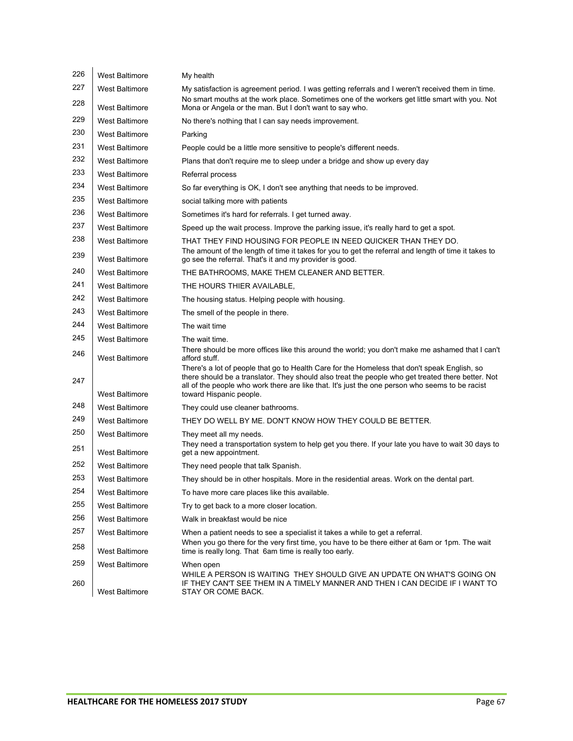| | | |
|---|---|---|
| 226 | West Baltimore | My health |
| 227 | West Baltimore | My satisfaction is agreement period. I was getting referrals and I weren't received them in time. |
| 228 | West Baltimore | No smart mouths at the work place. Sometimes one of the workers get little smart with you. Not Mona or Angela or the man. But I don't want to say who. |
| 229 | West Baltimore | No there's nothing that I can say needs improvement. |
| 230 | West Baltimore | Parking |
| 231 | West Baltimore | People could be a little more sensitive to people's different needs. |
| 232 | West Baltimore | Plans that don't require me to sleep under a bridge and show up every day |
| 233 | West Baltimore | Referral process |
| 234 | West Baltimore | So far everything is OK, I don't see anything that needs to be improved. |
| 235 | West Baltimore | social talking more with patients |
| 236 | West Baltimore | Sometimes it's hard for referrals. I get turned away. |
| 237 | West Baltimore | Speed up the wait process. Improve the parking issue, it's really hard to get a spot. |
| 238 | West Baltimore | THAT THEY FIND HOUSING FOR PEOPLE IN NEED QUICKER THAN THEY DO. |
| 239 | West Baltimore | The amount of the length of time it takes for you to get the referral and length of time it takes to go see the referral. That's it and my provider is good. |
| 240 | West Baltimore | THE BATHROOMS, MAKE THEM CLEANER AND BETTER. |
| 241 | West Baltimore | THE HOURS THIER AVAILABLE, |
| 242 | West Baltimore | The housing status. Helping people with housing. |
| 243 | West Baltimore | The smell of the people in there. |
| 244 | West Baltimore | The wait time |
| 245 | West Baltimore | The wait time. |
| 246 | West Baltimore | There should be more offices like this around the world; you don't make me ashamed that I can't afford stuff. |
| 247 | West Baltimore | There's a lot of people that go to Health Care for the Homeless that don't speak English, so there should be a translator. They should also treat the people who get treated there better. Not all of the people who work there are like that. It's just the one person who seems to be racist toward Hispanic people. |
| 248 | West Baltimore | They could use cleaner bathrooms. |
| 249 | West Baltimore | THEY DO WELL BY ME. DON'T KNOW HOW THEY COULD BE BETTER. |
| 250 | West Baltimore | They meet all my needs. |
| 251 | West Baltimore | They need a transportation system to help get you there. If your late you have to wait 30 days to get a new appointment. |
| 252 | West Baltimore | They need people that talk Spanish. |
| 253 | West Baltimore | They should be in other hospitals. More in the residential areas. Work on the dental part. |
| 254 | West Baltimore | To have more care places like this available. |
| 255 | West Baltimore | Try to get back to a more closer location. |
| 256 | West Baltimore | Walk in breakfast would be nice |
| 257 | West Baltimore | When a patient needs to see a specialist it takes a while to get a referral. |
| 258 | West Baltimore | When you go there for the very first time, you have to be there either at 6am or 1pm. The wait time is really long. That 6am time is really too early. |
| 259 | West Baltimore | When open |
| 260 | West Baltimore | WHILE A PERSON IS WAITING THEY SHOULD GIVE AN UPDATE ON WHAT'S GOING ON IF THEY CAN'T SEE THEM IN A TIMELY MANNER AND THEN I CAN DECIDE IF I WANT TO STAY OR COME BACK. |